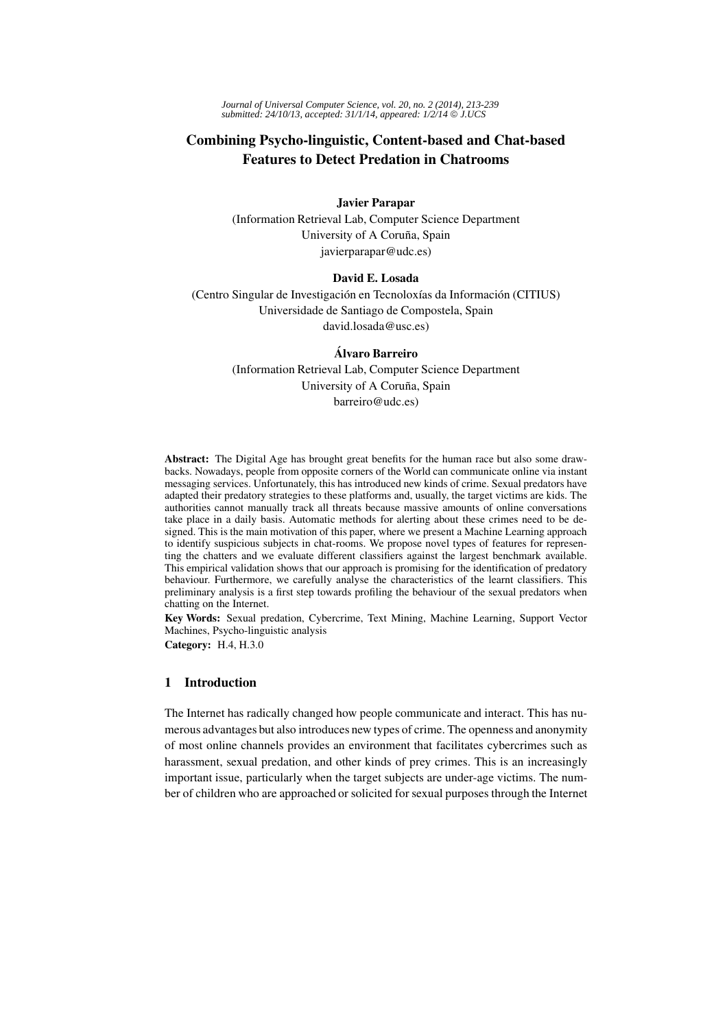# Combining Psycho-linguistic, Content-based and Chat-based Features to Detect Predation in Chatrooms

**Javier Parapar**
(Information Retrieval Lab, Computer Science Department
University of A Coruña, Spain
javierparapar@udc.es)

**David E. Losada**
(Centro Singular de Investigación en Tecnoloxías da Información (CITIUS)
Universidade de Santiago de Compostela, Spain
david.losada@usc.es)

**Álvaro Barreiro**
(Information Retrieval Lab, Computer Science Department
University of A Coruña, Spain
barreiro@udc.es)

**Abstract:** The Digital Age has brought great benefits for the human race but also some drawbacks. Nowadays, people from opposite corners of the World can communicate online via instant messaging services. Unfortunately, this has introduced new kinds of crime. Sexual predators have adapted their predatory strategies to these platforms and, usually, the target victims are kids. The authorities cannot manually track all threats because massive amounts of online conversations take place in a daily basis. Automatic methods for alerting about these crimes need to be designed. This is the main motivation of this paper, where we present a Machine Learning approach to identify suspicious subjects in chat-rooms. We propose novel types of features for representing the chatters and we evaluate different classifiers against the largest benchmark available. This empirical validation shows that our approach is promising for the identification of predatory behaviour. Furthermore, we carefully analyse the characteristics of the learnt classifiers. This preliminary analysis is a first step towards profiling the behaviour of the sexual predators when chatting on the Internet.

**Key Words:** Sexual predation, Cybercrime, Text Mining, Machine Learning, Support Vector Machines, Psycho-linguistic analysis

**Category:** H.4, H.3.0

## 1 Introduction

The Internet has radically changed how people communicate and interact. This has numerous advantages but also introduces new types of crime. The openness and anonymity of most online channels provides an environment that facilitates cybercrimes such as harassment, sexual predation, and other kinds of prey crimes. This is an increasingly important issue, particularly when the target subjects are under-age victims. The number of children who are approached or solicited for sexual purposes through the Internet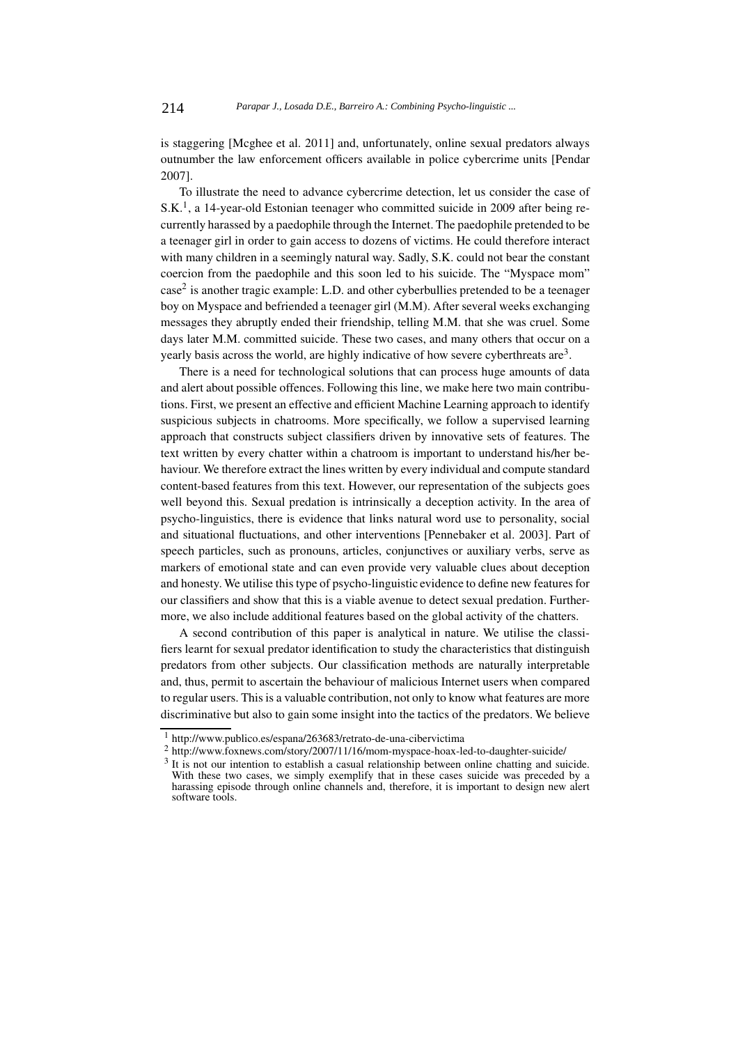is staggering [Mcghee et al. 2011] and, unfortunately, online sexual predators always outnumber the law enforcement officers available in police cybercrime units [Pendar 2007].

To illustrate the need to advance cybercrime detection, let us consider the case of S.K.[1], a 14-year-old Estonian teenager who committed suicide in 2009 after being recurrently harassed by a paedophile through the Internet. The paedophile pretended to be a teenager girl in order to gain access to dozens of victims. He could therefore interact with many children in a seemingly natural way. Sadly, S.K. could not bear the constant coercion from the paedophile and this soon led to his suicide. The "Myspace mom" case[2] is another tragic example: L.D. and other cyberbullies pretended to be a teenager boy on Myspace and befriended a teenager girl (M.M). After several weeks exchanging messages they abruptly ended their friendship, telling M.M. that she was cruel. Some days later M.M. committed suicide. These two cases, and many others that occur on a yearly basis across the world, are highly indicative of how severe cyberthreats are[3].

There is a need for technological solutions that can process huge amounts of data and alert about possible offences. Following this line, we make here two main contributions. First, we present an effective and efficient Machine Learning approach to identify suspicious subjects in chatrooms. More specifically, we follow a supervised learning approach that constructs subject classifiers driven by innovative sets of features. The text written by every chatter within a chatroom is important to understand his/her behaviour. We therefore extract the lines written by every individual and compute standard content-based features from this text. However, our representation of the subjects goes well beyond this. Sexual predation is intrinsically a deception activity. In the area of psycho-linguistics, there is evidence that links natural word use to personality, social and situational fluctuations, and other interventions [Pennebaker et al. 2003]. Part of speech particles, such as pronouns, articles, conjunctives or auxiliary verbs, serve as markers of emotional state and can even provide very valuable clues about deception and honesty. We utilise this type of psycho-linguistic evidence to define new features for our classifiers and show that this is a viable avenue to detect sexual predation. Furthermore, we also include additional features based on the global activity of the chatters.

A second contribution of this paper is analytical in nature. We utilise the classifiers learnt for sexual predator identification to study the characteristics that distinguish predators from other subjects. Our classification methods are naturally interpretable and, thus, permit to ascertain the behaviour of malicious Internet users when compared to regular users. This is a valuable contribution, not only to know what features are more discriminative but also to gain some insight into the tactics of the predators. We believe

---

[1] http://www.publico.es/espana/263683/retrato-de-una-cibervictima

[2] http://www.foxnews.com/story/2007/11/16/mom-myspace-hoax-led-to-daughter-suicide/

[3] It is not our intention to establish a casual relationship between online chatting and suicide. With these two cases, we simply exemplify that in these cases suicide was preceded by a harassing episode through online channels and, therefore, it is important to design new alert software tools.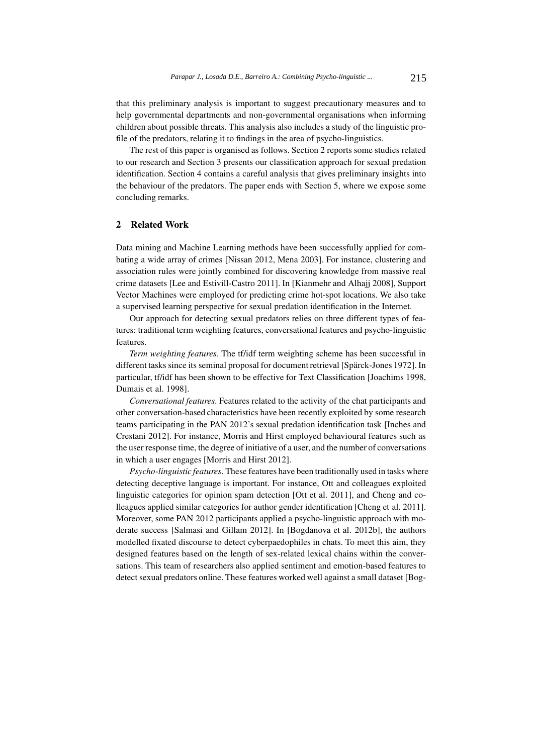that this preliminary analysis is important to suggest precautionary measures and to help governmental departments and non-governmental organisations when informing children about possible threats. This analysis also includes a study of the linguistic profile of the predators, relating it to findings in the area of psycho-linguistics.

The rest of this paper is organised as follows. Section 2 reports some studies related to our research and Section 3 presents our classification approach for sexual predation identification. Section 4 contains a careful analysis that gives preliminary insights into the behaviour of the predators. The paper ends with Section 5, where we expose some concluding remarks.

## 2 Related Work

Data mining and Machine Learning methods have been successfully applied for combating a wide array of crimes [Nissan 2012, Mena 2003]. For instance, clustering and association rules were jointly combined for discovering knowledge from massive real crime datasets [Lee and Estivill-Castro 2011]. In [Kianmehr and Alhajj 2008], Support Vector Machines were employed for predicting crime hot-spot locations. We also take a supervised learning perspective for sexual predation identification in the Internet.

Our approach for detecting sexual predators relies on three different types of features: traditional term weighting features, conversational features and psycho-linguistic features.

*Term weighting features*. The tf/idf term weighting scheme has been successful in different tasks since its seminal proposal for document retrieval [Spärck-Jones 1972]. In particular, tf/idf has been shown to be effective for Text Classification [Joachims 1998, Dumais et al. 1998].

*Conversational features*. Features related to the activity of the chat participants and other conversation-based characteristics have been recently exploited by some research teams participating in the PAN 2012's sexual predation identification task [Inches and Crestani 2012]. For instance, Morris and Hirst employed behavioural features such as the user response time, the degree of initiative of a user, and the number of conversations in which a user engages [Morris and Hirst 2012].

*Psycho-linguistic features*. These features have been traditionally used in tasks where detecting deceptive language is important. For instance, Ott and colleagues exploited linguistic categories for opinion spam detection [Ott et al. 2011], and Cheng and colleagues applied similar categories for author gender identification [Cheng et al. 2011]. Moreover, some PAN 2012 participants applied a psycho-linguistic approach with moderate success [Salmasi and Gillam 2012]. In [Bogdanova et al. 2012b], the authors modelled fixated discourse to detect cyberpaedophiles in chats. To meet this aim, they designed features based on the length of sex-related lexical chains within the conversations. This team of researchers also applied sentiment and emotion-based features to detect sexual predators online. These features worked well against a small dataset [Bog-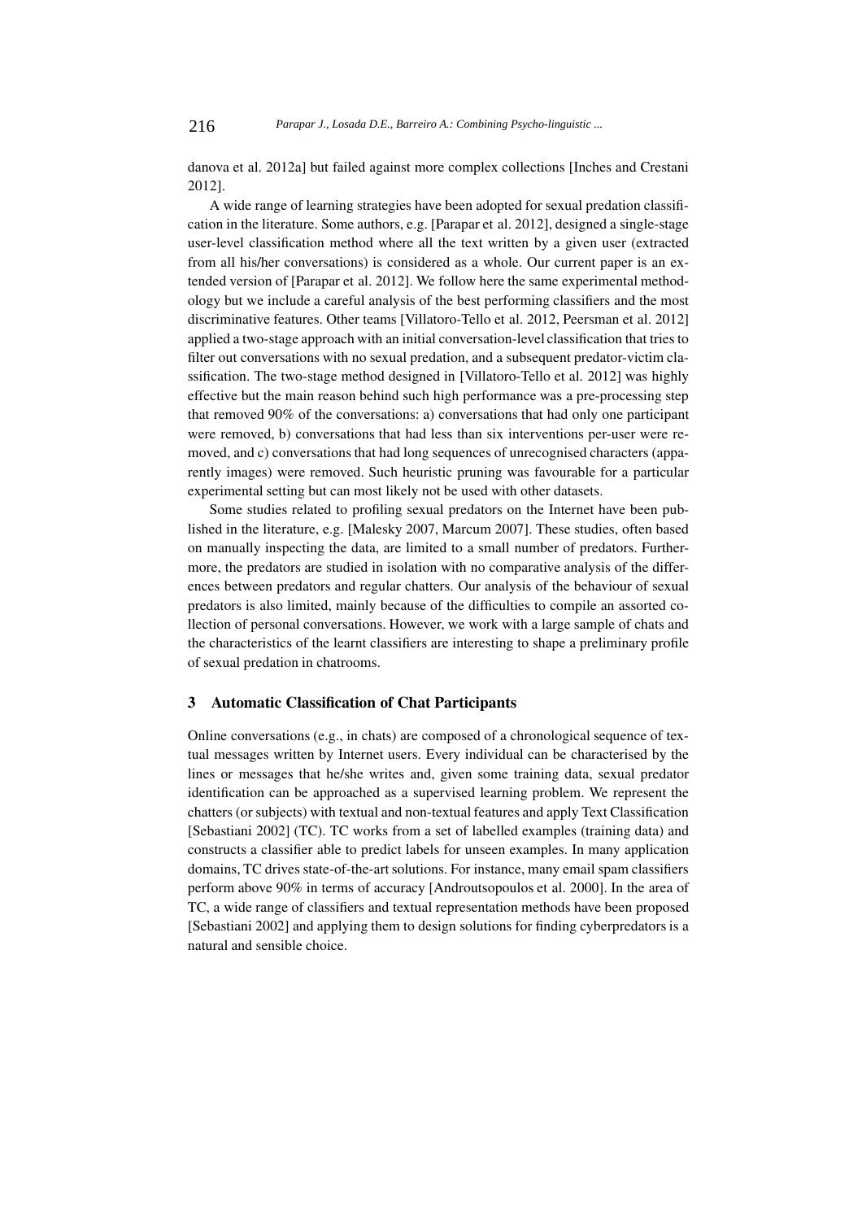danova et al. 2012a] but failed against more complex collections [Inches and Crestani 2012].

A wide range of learning strategies have been adopted for sexual predation classification in the literature. Some authors, e.g. [Parapar et al. 2012], designed a single-stage user-level classification method where all the text written by a given user (extracted from all his/her conversations) is considered as a whole. Our current paper is an extended version of [Parapar et al. 2012]. We follow here the same experimental methodology but we include a careful analysis of the best performing classifiers and the most discriminative features. Other teams [Villatoro-Tello et al. 2012, Peersman et al. 2012] applied a two-stage approach with an initial conversation-level classification that tries to filter out conversations with no sexual predation, and a subsequent predator-victim classification. The two-stage method designed in [Villatoro-Tello et al. 2012] was highly effective but the main reason behind such high performance was a pre-processing step that removed 90% of the conversations: a) conversations that had only one participant were removed, b) conversations that had less than six interventions per-user were removed, and c) conversations that had long sequences of unrecognised characters (apparently images) were removed. Such heuristic pruning was favourable for a particular experimental setting but can most likely not be used with other datasets.

Some studies related to profiling sexual predators on the Internet have been published in the literature, e.g. [Malesky 2007, Marcum 2007]. These studies, often based on manually inspecting the data, are limited to a small number of predators. Furthermore, the predators are studied in isolation with no comparative analysis of the differences between predators and regular chatters. Our analysis of the behaviour of sexual predators is also limited, mainly because of the difficulties to compile an assorted collection of personal conversations. However, we work with a large sample of chats and the characteristics of the learnt classifiers are interesting to shape a preliminary profile of sexual predation in chatrooms.

## 3 Automatic Classification of Chat Participants

Online conversations (e.g., in chats) are composed of a chronological sequence of textual messages written by Internet users. Every individual can be characterised by the lines or messages that he/she writes and, given some training data, sexual predator identification can be approached as a supervised learning problem. We represent the chatters (or subjects) with textual and non-textual features and apply Text Classification [Sebastiani 2002] (TC). TC works from a set of labelled examples (training data) and constructs a classifier able to predict labels for unseen examples. In many application domains, TC drives state-of-the-art solutions. For instance, many email spam classifiers perform above 90% in terms of accuracy [Androutsopoulos et al. 2000]. In the area of TC, a wide range of classifiers and textual representation methods have been proposed [Sebastiani 2002] and applying them to design solutions for finding cyberpredators is a natural and sensible choice.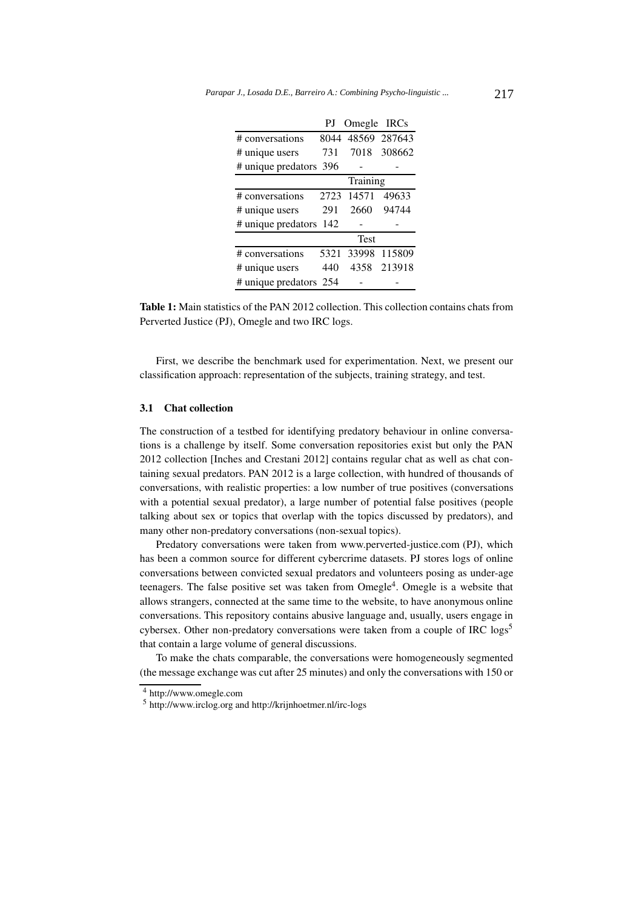| | PJ | Omegle | IRCs |
|---|---|---|---|
| # conversations | 8044 | 48569 | 287643 |
| # unique users | 731 | 7018 | 308662 |
| # unique predators | 396 | - | - |
| | | Training | |
| # conversations | 2723 | 14571 | 49633 |
| # unique users | 291 | 2660 | 94744 |
| # unique predators | 142 | - | - |
| | | Test | |
| # conversations | 5321 | 33998 | 115809 |
| # unique users | 440 | 4358 | 213918 |
| # unique predators | 254 | - | - |

**Table 1:** Main statistics of the PAN 2012 collection. This collection contains chats from Perverted Justice (PJ), Omegle and two IRC logs.

First, we describe the benchmark used for experimentation. Next, we present our classification approach: representation of the subjects, training strategy, and test.

### 3.1 Chat collection

The construction of a testbed for identifying predatory behaviour in online conversations is a challenge by itself. Some conversation repositories exist but only the PAN 2012 collection [Inches and Crestani 2012] contains regular chat as well as chat containing sexual predators. PAN 2012 is a large collection, with hundred of thousands of conversations, with realistic properties: a low number of true positives (conversations with a potential sexual predator), a large number of potential false positives (people talking about sex or topics that overlap with the topics discussed by predators), and many other non-predatory conversations (non-sexual topics).

Predatory conversations were taken from www.perverted-justice.com (PJ), which has been a common source for different cybercrime datasets. PJ stores logs of online conversations between convicted sexual predators and volunteers posing as under-age teenagers. The false positive set was taken from Omegle[4]. Omegle is a website that allows strangers, connected at the same time to the website, to have anonymous online conversations. This repository contains abusive language and, usually, users engage in cybersex. Other non-predatory conversations were taken from a couple of IRC logs[5] that contain a large volume of general discussions.

To make the chats comparable, the conversations were homogeneously segmented (the message exchange was cut after 25 minutes) and only the conversations with 150 or

[4] http://www.omegle.com

[5] http://www.irclog.org and http://krijnhoetmer.nl/irc-logs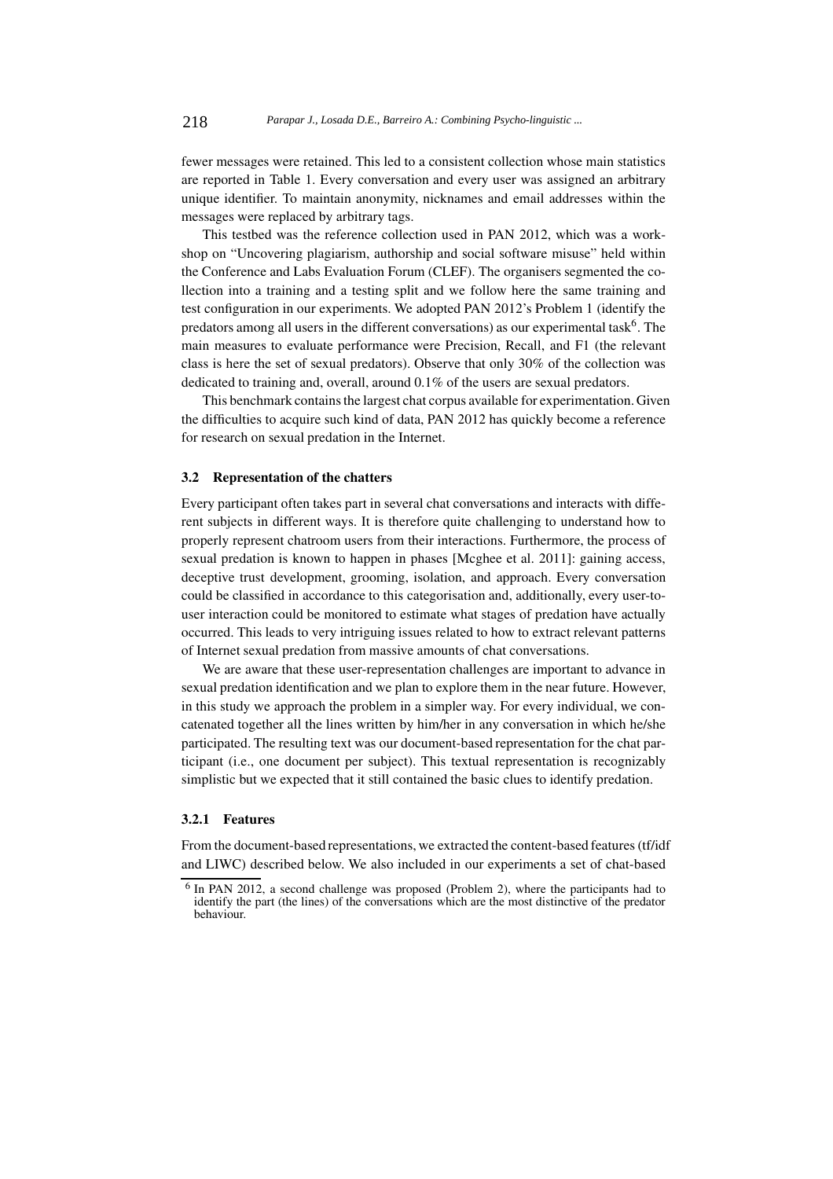fewer messages were retained. This led to a consistent collection whose main statistics are reported in Table 1. Every conversation and every user was assigned an arbitrary unique identifier. To maintain anonymity, nicknames and email addresses within the messages were replaced by arbitrary tags.

This testbed was the reference collection used in PAN 2012, which was a workshop on "Uncovering plagiarism, authorship and social software misuse" held within the Conference and Labs Evaluation Forum (CLEF). The organisers segmented the collection into a training and a testing split and we follow here the same training and test configuration in our experiments. We adopted PAN 2012's Problem 1 (identify the predators among all users in the different conversations) as our experimental task[6]. The main measures to evaluate performance were Precision, Recall, and F1 (the relevant class is here the set of sexual predators). Observe that only 30% of the collection was dedicated to training and, overall, around 0.1% of the users are sexual predators.

This benchmark contains the largest chat corpus available for experimentation. Given the difficulties to acquire such kind of data, PAN 2012 has quickly become a reference for research on sexual predation in the Internet.

### 3.2 Representation of the chatters

Every participant often takes part in several chat conversations and interacts with different subjects in different ways. It is therefore quite challenging to understand how to properly represent chatroom users from their interactions. Furthermore, the process of sexual predation is known to happen in phases [Mcghee et al. 2011]: gaining access, deceptive trust development, grooming, isolation, and approach. Every conversation could be classified in accordance to this categorisation and, additionally, every user-to-user interaction could be monitored to estimate what stages of predation have actually occurred. This leads to very intriguing issues related to how to extract relevant patterns of Internet sexual predation from massive amounts of chat conversations.

We are aware that these user-representation challenges are important to advance in sexual predation identification and we plan to explore them in the near future. However, in this study we approach the problem in a simpler way. For every individual, we concatenated together all the lines written by him/her in any conversation in which he/she participated. The resulting text was our document-based representation for the chat participant (i.e., one document per subject). This textual representation is recognizably simplistic but we expected that it still contained the basic clues to identify predation.

#### 3.2.1 Features

From the document-based representations, we extracted the content-based features (tf/idf and LIWC) described below. We also included in our experiments a set of chat-based

[6] In PAN 2012, a second challenge was proposed (Problem 2), where the participants had to identify the part (the lines) of the conversations which are the most distinctive of the predator behaviour.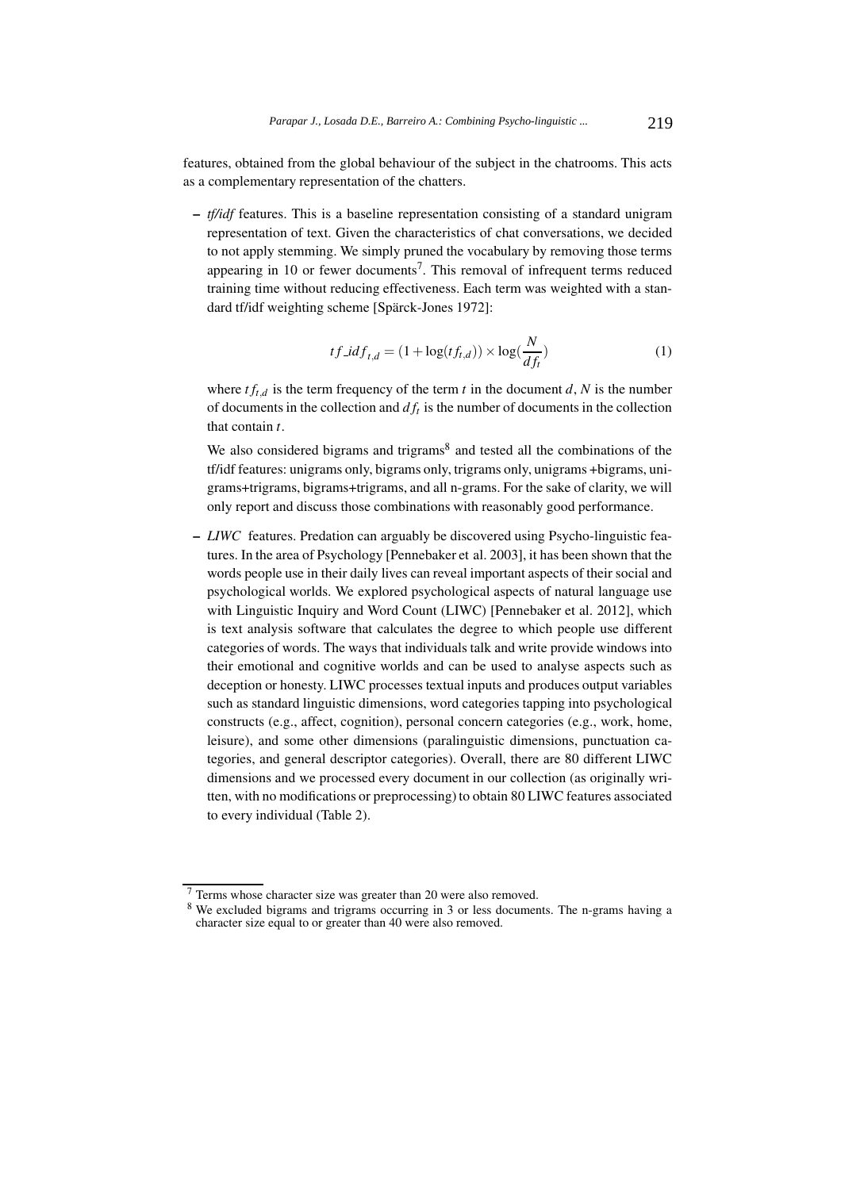features, obtained from the global behaviour of the subject in the chatrooms. This acts as a complementary representation of the chatters.

- *tf/idf* features. This is a baseline representation consisting of a standard unigram representation of text. Given the characteristics of chat conversations, we decided to not apply stemming. We simply pruned the vocabulary by removing those terms appearing in 10 or fewer documents[7]. This removal of infrequent terms reduced training time without reducing effectiveness. Each term was weighted with a standard tf/idf weighting scheme [Spärck-Jones 1972]:

$$tf\_idf_{t,d} = (1 + \log(tf_{t,d})) \times \log(\frac{N}{df_t}) \tag{1}$$

  where $tf_{t,d}$ is the term frequency of the term $t$ in the document $d$, $N$ is the number of documents in the collection and $df_t$ is the number of documents in the collection that contain $t$.

  We also considered bigrams and trigrams[8] and tested all the combinations of the tf/idf features: unigrams only, bigrams only, trigrams only, unigrams +bigrams, unigrams+trigrams, bigrams+trigrams, and all n-grams. For the sake of clarity, we will only report and discuss those combinations with reasonably good performance.

- *LIWC* features. Predation can arguably be discovered using Psycho-linguistic features. In the area of Psychology [Pennebaker et al. 2003], it has been shown that the words people use in their daily lives can reveal important aspects of their social and psychological worlds. We explored psychological aspects of natural language use with Linguistic Inquiry and Word Count (LIWC) [Pennebaker et al. 2012], which is text analysis software that calculates the degree to which people use different categories of words. The ways that individuals talk and write provide windows into their emotional and cognitive worlds and can be used to analyse aspects such as deception or honesty. LIWC processes textual inputs and produces output variables such as standard linguistic dimensions, word categories tapping into psychological constructs (e.g., affect, cognition), personal concern categories (e.g., work, home, leisure), and some other dimensions (paralinguistic dimensions, punctuation categories, and general descriptor categories). Overall, there are 80 different LIWC dimensions and we processed every document in our collection (as originally written, with no modifications or preprocessing) to obtain 80 LIWC features associated to every individual (Table 2).

---

[7] Terms whose character size was greater than 20 were also removed.

[8] We excluded bigrams and trigrams occurring in 3 or less documents. The n-grams having a character size equal to or greater than 40 were also removed.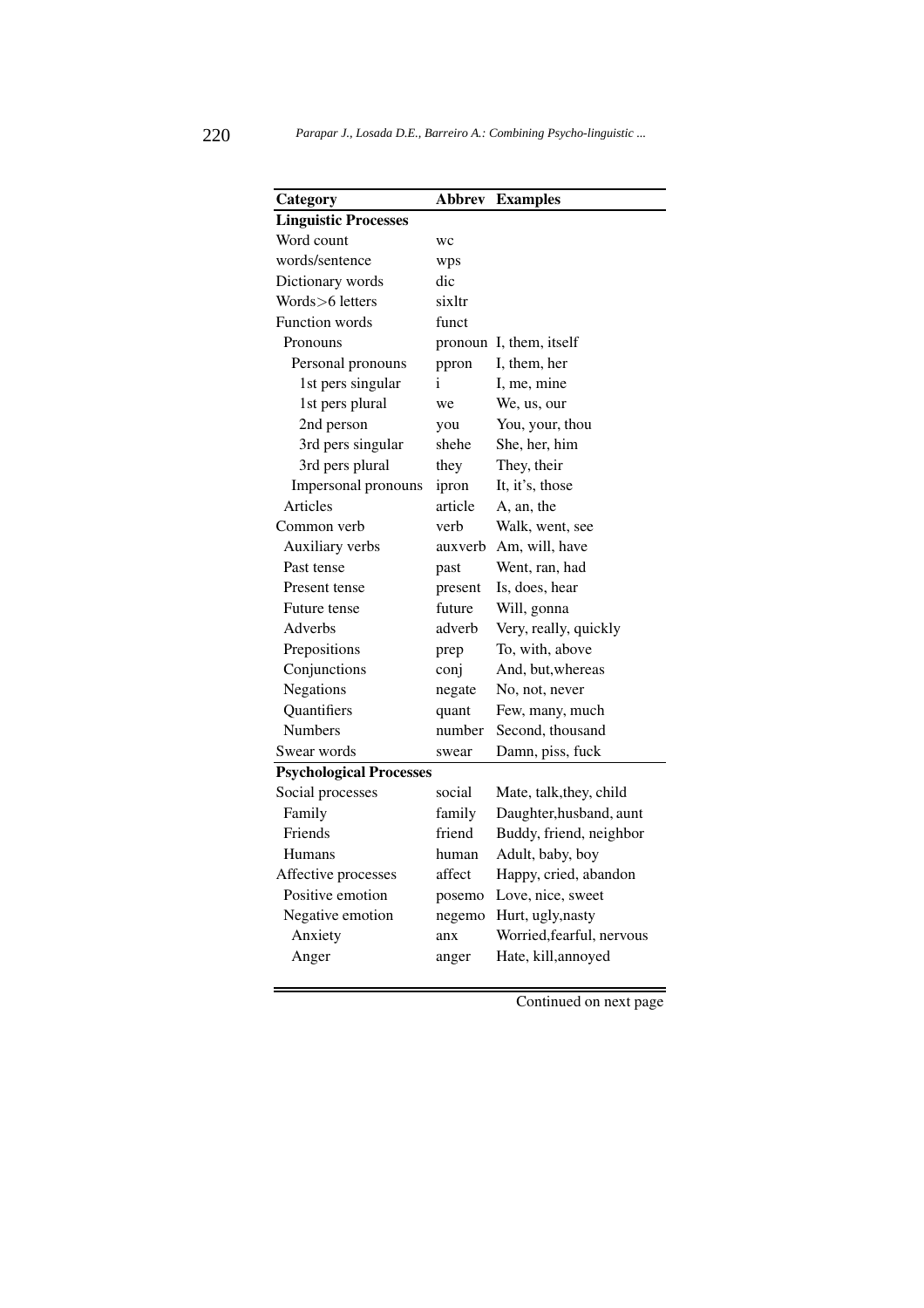| Category | Abbrev | Examples |
|---|---|---|
| **Linguistic Processes** | | |
| Word count | wc | |
| words/sentence | wps | |
| Dictionary words | dic | |
| Words>6 letters | sixltr | |
| Function words | funct | |
| Pronouns | pronoun | I, them, itself |
| Personal pronouns | ppron | I, them, her |
| 1st pers singular | i | I, me, mine |
| 1st pers plural | we | We, us, our |
| 2nd person | you | You, your, thou |
| 3rd pers singular | shehe | She, her, him |
| 3rd pers plural | they | They, their |
| Impersonal pronouns | ipron | It, it's, those |
| Articles | article | A, an, the |
| Common verb | verb | Walk, went, see |
| Auxiliary verbs | auxverb | Am, will, have |
| Past tense | past | Went, ran, had |
| Present tense | present | Is, does, hear |
| Future tense | future | Will, gonna |
| Adverbs | adverb | Very, really, quickly |
| Prepositions | prep | To, with, above |
| Conjunctions | conj | And, but,whereas |
| Negations | negate | No, not, never |
| Quantifiers | quant | Few, many, much |
| Numbers | number | Second, thousand |
| Swear words | swear | Damn, piss, fuck |
| **Psychological Processes** | | |
| Social processes | social | Mate, talk,they, child |
| Family | family | Daughter,husband, aunt |
| Friends | friend | Buddy, friend, neighbor |
| Humans | human | Adult, baby, boy |
| Affective processes | affect | Happy, cried, abandon |
| Positive emotion | posemo | Love, nice, sweet |
| Negative emotion | negemo | Hurt, ugly,nasty |
| Anxiety | anx | Worried,fearful, nervous |
| Anger | anger | Hate, kill,annoyed |

Continued on next page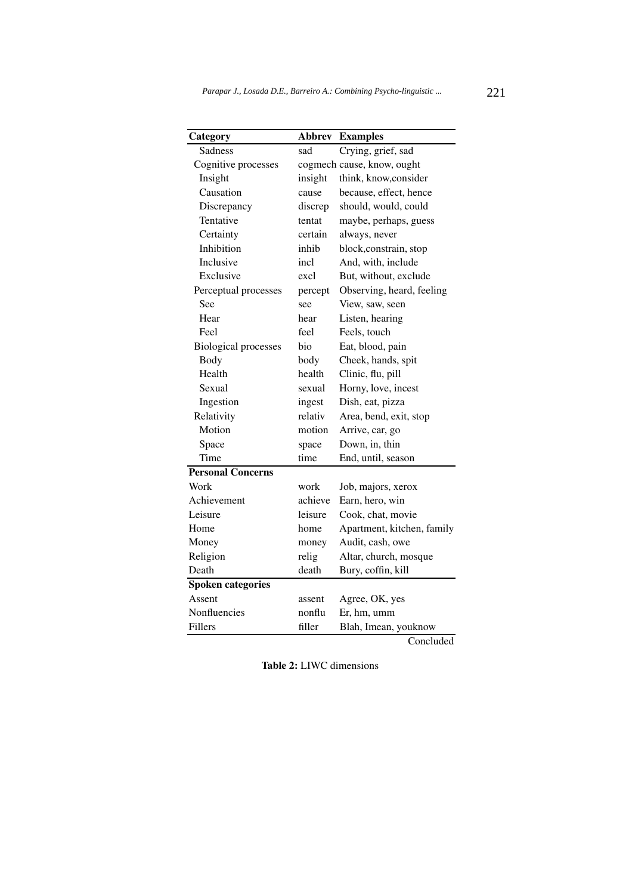| Category | Abbrev | Examples |
|---|---|---|
| Sadness | sad | Crying, grief, sad |
| Cognitive processes | cogmech | cause, know, ought |
| Insight | insight | think, know,consider |
| Causation | cause | because, effect, hence |
| Discrepancy | discrep | should, would, could |
| Tentative | tentat | maybe, perhaps, guess |
| Certainty | certain | always, never |
| Inhibition | inhib | block,constrain, stop |
| Inclusive | incl | And, with, include |
| Exclusive | excl | But, without, exclude |
| Perceptual processes | percept | Observing, heard, feeling |
| See | see | View, saw, seen |
| Hear | hear | Listen, hearing |
| Feel | feel | Feels, touch |
| Biological processes | bio | Eat, blood, pain |
| Body | body | Cheek, hands, spit |
| Health | health | Clinic, flu, pill |
| Sexual | sexual | Horny, love, incest |
| Ingestion | ingest | Dish, eat, pizza |
| Relativity | relativ | Area, bend, exit, stop |
| Motion | motion | Arrive, car, go |
| Space | space | Down, in, thin |
| Time | time | End, until, season |
| **Personal Concerns** | | |
| Work | work | Job, majors, xerox |
| Achievement | achieve | Earn, hero, win |
| Leisure | leisure | Cook, chat, movie |
| Home | home | Apartment, kitchen, family |
| Money | money | Audit, cash, owe |
| Religion | relig | Altar, church, mosque |
| Death | death | Bury, coffin, kill |
| **Spoken categories** | | |
| Assent | assent | Agree, OK, yes |
| Nonfluencies | nonflu | Er, hm, umm |
| Fillers | filler | Blah, Imean, youknow |

Concluded

**Table 2:** LIWC dimensions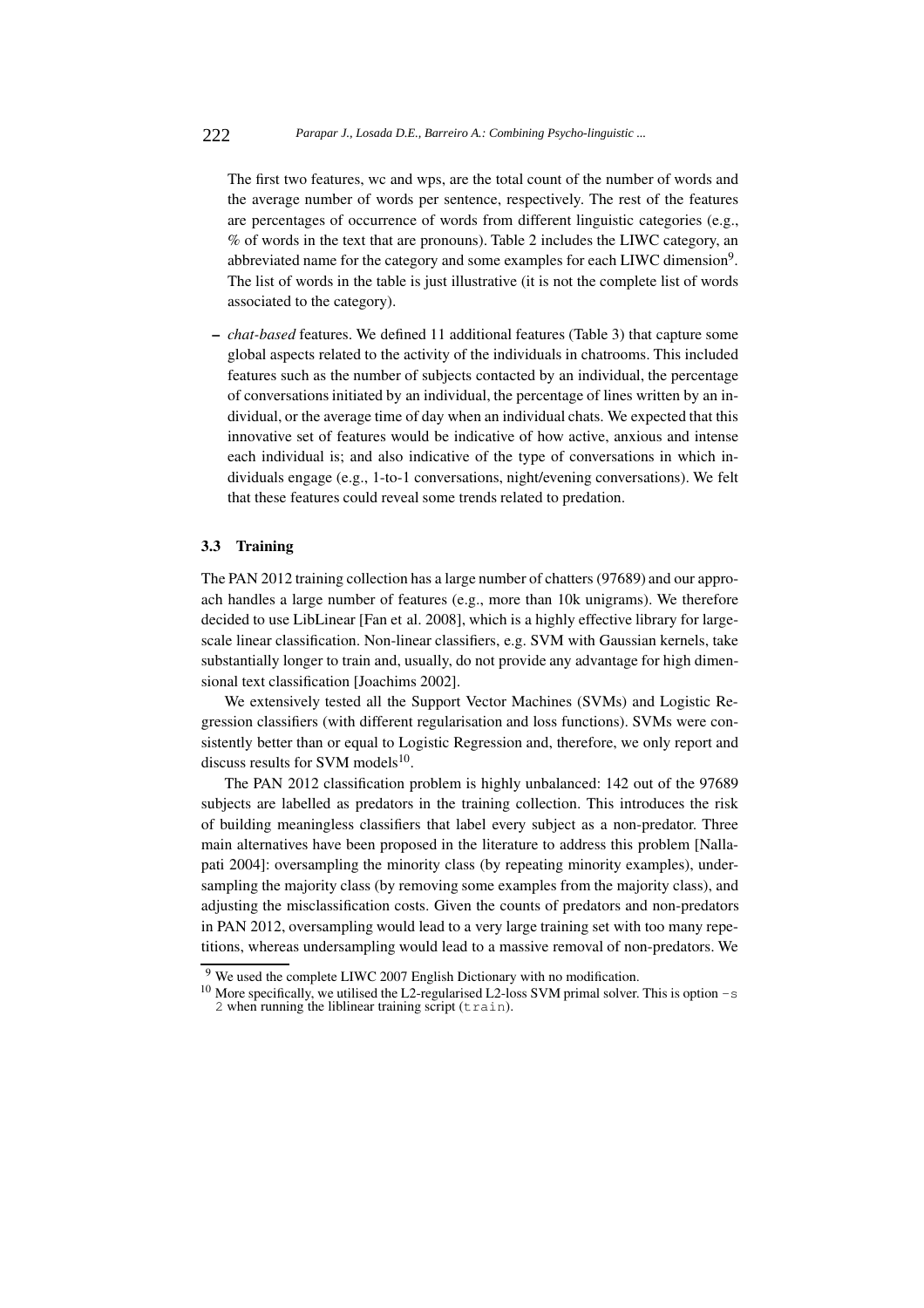The first two features, wc and wps, are the total count of the number of words and the average number of words per sentence, respectively. The rest of the features are percentages of occurrence of words from different linguistic categories (e.g., % of words in the text that are pronouns). Table 2 includes the LIWC category, an abbreviated name for the category and some examples for each LIWC dimension[9]. The list of words in the table is just illustrative (it is not the complete list of words associated to the category).

– *chat-based* features. We defined 11 additional features (Table 3) that capture some global aspects related to the activity of the individuals in chatrooms. This included features such as the number of subjects contacted by an individual, the percentage of conversations initiated by an individual, the percentage of lines written by an individual, or the average time of day when an individual chats. We expected that this innovative set of features would be indicative of how active, anxious and intense each individual is; and also indicative of the type of conversations in which individuals engage (e.g., 1-to-1 conversations, night/evening conversations). We felt that these features could reveal some trends related to predation.

### 3.3 Training

The PAN 2012 training collection has a large number of chatters (97689) and our approach handles a large number of features (e.g., more than 10k unigrams). We therefore decided to use LibLinear [Fan et al. 2008], which is a highly effective library for large-scale linear classification. Non-linear classifiers, e.g. SVM with Gaussian kernels, take substantially longer to train and, usually, do not provide any advantage for high dimensional text classification [Joachims 2002].

We extensively tested all the Support Vector Machines (SVMs) and Logistic Regression classifiers (with different regularisation and loss functions). SVMs were consistently better than or equal to Logistic Regression and, therefore, we only report and discuss results for SVM models[10].

The PAN 2012 classification problem is highly unbalanced: 142 out of the 97689 subjects are labelled as predators in the training collection. This introduces the risk of building meaningless classifiers that label every subject as a non-predator. Three main alternatives have been proposed in the literature to address this problem [Nallapati 2004]: oversampling the minority class (by repeating minority examples), undersampling the majority class (by removing some examples from the majority class), and adjusting the misclassification costs. Given the counts of predators and non-predators in PAN 2012, oversampling would lead to a very large training set with too many repetitions, whereas undersampling would lead to a massive removal of non-predators. We

[9] We used the complete LIWC 2007 English Dictionary with no modification.

[10] More specifically, we utilised the L2-regularised L2-loss SVM primal solver. This is option `-s 2` when running the liblinear training script (`train`).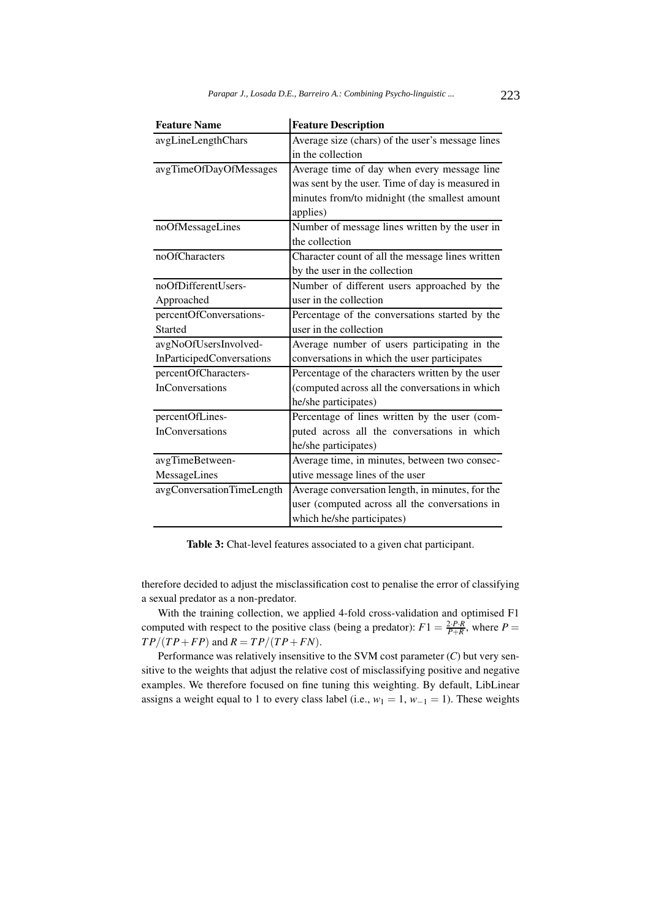| Feature Name | Feature Description |
|---|---|
| avgLineLengthChars | Average size (chars) of the user's message lines in the collection |
| avgTimeOfDayOfMessages | Average time of day when every message line was sent by the user. Time of day is measured in minutes from/to midnight (the smallest amount applies) |
| noOfMessageLines | Number of message lines written by the user in the collection |
| noOfCharacters | Character count of all the message lines written by the user in the collection |
| noOfDifferentUsers-Approached | Number of different users approached by the user in the collection |
| percentOfConversations-Started | Percentage of the conversations started by the user in the collection |
| avgNoOfUsersInvolved-InParticipedConversations | Average number of users participating in the conversations in which the user participates |
| percentOfCharacters-InConversations | Percentage of the characters written by the user (computed across all the conversations in which he/she participates) |
| percentOfLines-InConversations | Percentage of lines written by the user (computed across all the conversations in which he/she participates) |
| avgTimeBetween-MessageLines | Average time, in minutes, between two consecutive message lines of the user |
| avgConversationTimeLength | Average conversation length, in minutes, for the user (computed across all the conversations in which he/she participates) |

**Table 3:** Chat-level features associated to a given chat participant.

therefore decided to adjust the misclassification cost to penalise the error of classifying a sexual predator as a non-predator.

With the training collection, we applied 4-fold cross-validation and optimised F1 computed with respect to the positive class (being a predator): $F1 = \frac{2 \cdot P \cdot R}{P+R}$, where $P = TP/(TP+FP)$ and $R = TP/(TP+FN)$.

Performance was relatively insensitive to the SVM cost parameter ($C$) but very sensitive to the weights that adjust the relative cost of misclassifying positive and negative examples. We therefore focused on fine tuning this weighting. By default, LibLinear assigns a weight equal to 1 to every class label (i.e., $w_1 = 1$, $w_{-1} = 1$). These weights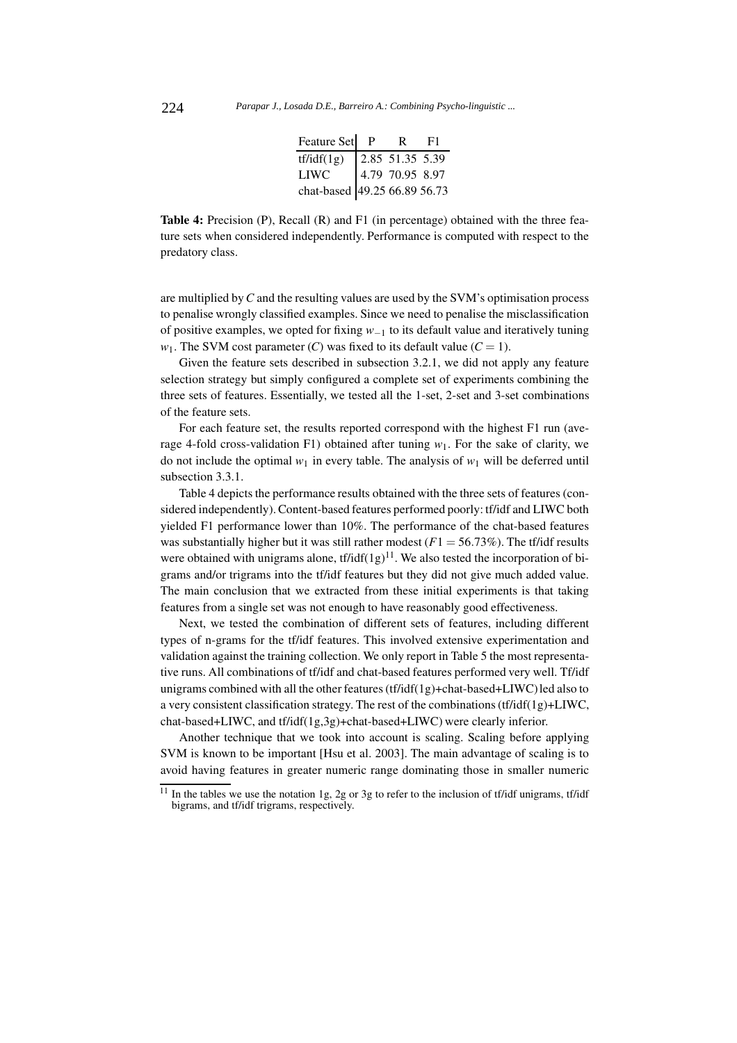| Feature Set | P | R | F1 |
|---|---|---|---|
| tf/idf(1g) | 2.85 | 51.35 | 5.39 |
| LIWC | 4.79 | 70.95 | 8.97 |
| chat-based | 49.25 | 66.89 | 56.73 |

**Table 4:** Precision (P), Recall (R) and F1 (in percentage) obtained with the three feature sets when considered independently. Performance is computed with respect to the predatory class.

are multiplied by $C$ and the resulting values are used by the SVM's optimisation process to penalise wrongly classified examples. Since we need to penalise the misclassification of positive examples, we opted for fixing $w_{-1}$ to its default value and iteratively tuning $w_1$. The SVM cost parameter ($C$) was fixed to its default value ($C = 1$).

Given the feature sets described in subsection 3.2.1, we did not apply any feature selection strategy but simply configured a complete set of experiments combining the three sets of features. Essentially, we tested all the 1-set, 2-set and 3-set combinations of the feature sets.

For each feature set, the results reported correspond with the highest F1 run (average 4-fold cross-validation F1) obtained after tuning $w_1$. For the sake of clarity, we do not include the optimal $w_1$ in every table. The analysis of $w_1$ will be deferred until subsection 3.3.1.

Table 4 depicts the performance results obtained with the three sets of features (considered independently). Content-based features performed poorly: tf/idf and LIWC both yielded F1 performance lower than 10%. The performance of the chat-based features was substantially higher but it was still rather modest ($F1 = 56.73\%$). The tf/idf results were obtained with unigrams alone, tf/idf(1g)[11]. We also tested the incorporation of bigrams and/or trigrams into the tf/idf features but they did not give much added value. The main conclusion that we extracted from these initial experiments is that taking features from a single set was not enough to have reasonably good effectiveness.

Next, we tested the combination of different sets of features, including different types of n-grams for the tf/idf features. This involved extensive experimentation and validation against the training collection. We only report in Table 5 the most representative runs. All combinations of tf/idf and chat-based features performed very well. Tf/idf unigrams combined with all the other features (tf/idf(1g)+chat-based+LIWC) led also to a very consistent classification strategy. The rest of the combinations (tf/idf(1g)+LIWC, chat-based+LIWC, and tf/idf(1g,3g)+chat-based+LIWC) were clearly inferior.

Another technique that we took into account is scaling. Scaling before applying SVM is known to be important [Hsu et al. 2003]. The main advantage of scaling is to avoid having features in greater numeric range dominating those in smaller numeric

[11] In the tables we use the notation 1g, 2g or 3g to refer to the inclusion of tf/idf unigrams, tf/idf bigrams, and tf/idf trigrams, respectively.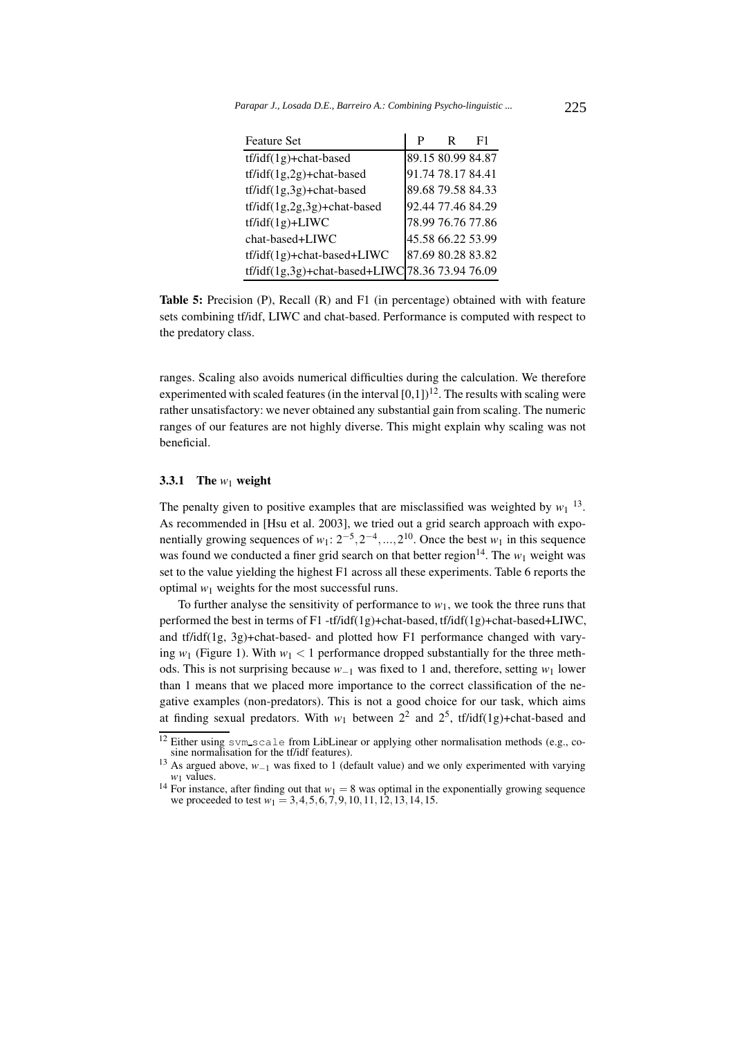| Feature Set | P | R | F1 |
|---|---|---|---|
| tf/idf(1g)+chat-based | 89.15 | 80.99 | 84.87 |
| tf/idf(1g,2g)+chat-based | 91.74 | 78.17 | 84.41 |
| tf/idf(1g,3g)+chat-based | 89.68 | 79.58 | 84.33 |
| tf/idf(1g,2g,3g)+chat-based | 92.44 | 77.46 | 84.29 |
| tf/idf(1g)+LIWC | 78.99 | 76.76 | 77.86 |
| chat-based+LIWC | 45.58 | 66.22 | 53.99 |
| tf/idf(1g)+chat-based+LIWC | 87.69 | 80.28 | 83.82 |
| tf/idf(1g,3g)+chat-based+LIWC | 78.36 | 73.94 | 76.09 |

**Table 5:** Precision (P), Recall (R) and F1 (in percentage) obtained with with feature sets combining tf/idf, LIWC and chat-based. Performance is computed with respect to the predatory class.

ranges. Scaling also avoids numerical difficulties during the calculation. We therefore experimented with scaled features (in the interval $[0,1]$)[12]. The results with scaling were rather unsatisfactory: we never obtained any substantial gain from scaling. The numeric ranges of our features are not highly diverse. This might explain why scaling was not beneficial.

### 3.3.1 The $w_1$ weight

The penalty given to positive examples that are misclassified was weighted by $w_1$ [13]. As recommended in [Hsu et al. 2003], we tried out a grid search approach with exponentially growing sequences of $w_1$: $2^{-5}, 2^{-4}, ..., 2^{10}$. Once the best $w_1$ in this sequence was found we conducted a finer grid search on that better region[14]. The $w_1$ weight was set to the value yielding the highest F1 across all these experiments. Table 6 reports the optimal $w_1$ weights for the most successful runs.

To further analyse the sensitivity of performance to $w_1$, we took the three runs that performed the best in terms of F1 -tf/idf(1g)+chat-based, tf/idf(1g)+chat-based+LIWC, and tf/idf(1g, 3g)+chat-based- and plotted how F1 performance changed with varying $w_1$ (Figure 1). With $w_1 < 1$ performance dropped substantially for the three methods. This is not surprising because $w_{-1}$ was fixed to 1 and, therefore, setting $w_1$ lower than 1 means that we placed more importance to the correct classification of the negative examples (non-predators). This is not a good choice for our task, which aims at finding sexual predators. With $w_1$ between $2^2$ and $2^5$, tf/idf(1g)+chat-based and

[12] Either using `svm_scale` from LibLinear or applying other normalisation methods (e.g., cosine normalisation for the tf/idf features).

[13] As argued above, $w_{-1}$ was fixed to 1 (default value) and we only experimented with varying $w_1$ values.

[14] For instance, after finding out that $w_1 = 8$ was optimal in the exponentially growing sequence we proceeded to test $w_1 = 3, 4, 5, 6, 7, 9, 10, 11, 12, 13, 14, 15$.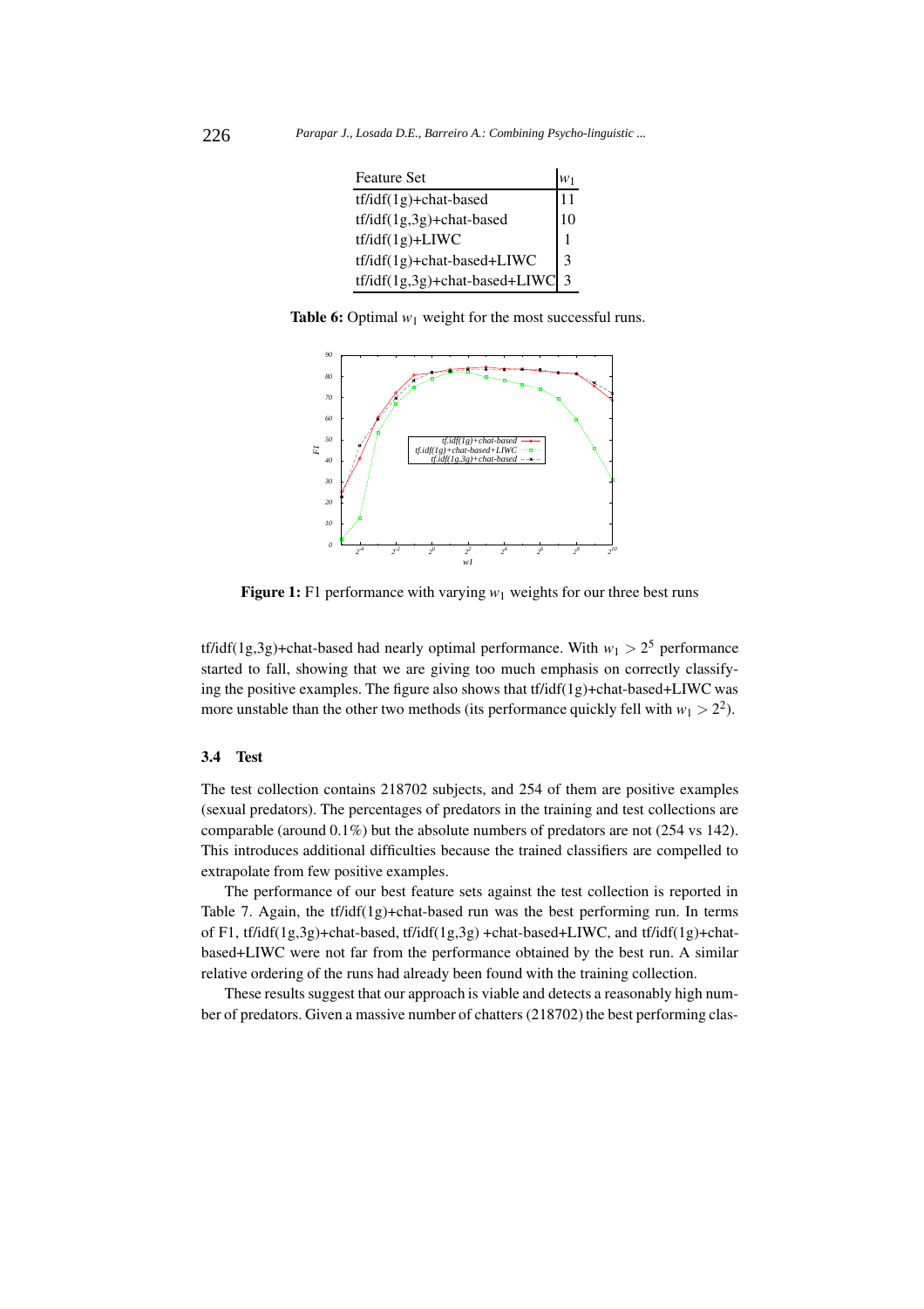| Feature Set | $w_1$ |
|---|---|
| tf/idf(1g)+chat-based | 11 |
| tf/idf(1g,3g)+chat-based | 10 |
| tf/idf(1g)+LIWC | 1 |
| tf/idf(1g)+chat-based+LIWC | 3 |
| tf/idf(1g,3g)+chat-based+LIWC | 3 |

**Table 6:** Optimal $w_1$ weight for the most successful runs.

**Figure 1:** F1 performance with varying $w_1$ weights for our three best runs

tf/idf(1g,3g)+chat-based had nearly optimal performance. With $w_1 > 2^5$ performance started to fall, showing that we are giving too much emphasis on correctly classifying the positive examples. The figure also shows that tf/idf(1g)+chat-based+LIWC was more unstable than the other two methods (its performance quickly fell with $w_1 > 2^2$).

### 3.4 Test

The test collection contains 218702 subjects, and 254 of them are positive examples (sexual predators). The percentages of predators in the training and test collections are comparable (around 0.1%) but the absolute numbers of predators are not (254 vs 142). This introduces additional difficulties because the trained classifiers are compelled to extrapolate from few positive examples.

The performance of our best feature sets against the test collection is reported in Table 7. Again, the tf/idf(1g)+chat-based run was the best performing run. In terms of F1, tf/idf(1g,3g)+chat-based, tf/idf(1g,3g) +chat-based+LIWC, and tf/idf(1g)+chat-based+LIWC were not far from the performance obtained by the best run. A similar relative ordering of the runs had already been found with the training collection.

These results suggest that our approach is viable and detects a reasonably high number of predators. Given a massive number of chatters (218702) the best performing clas-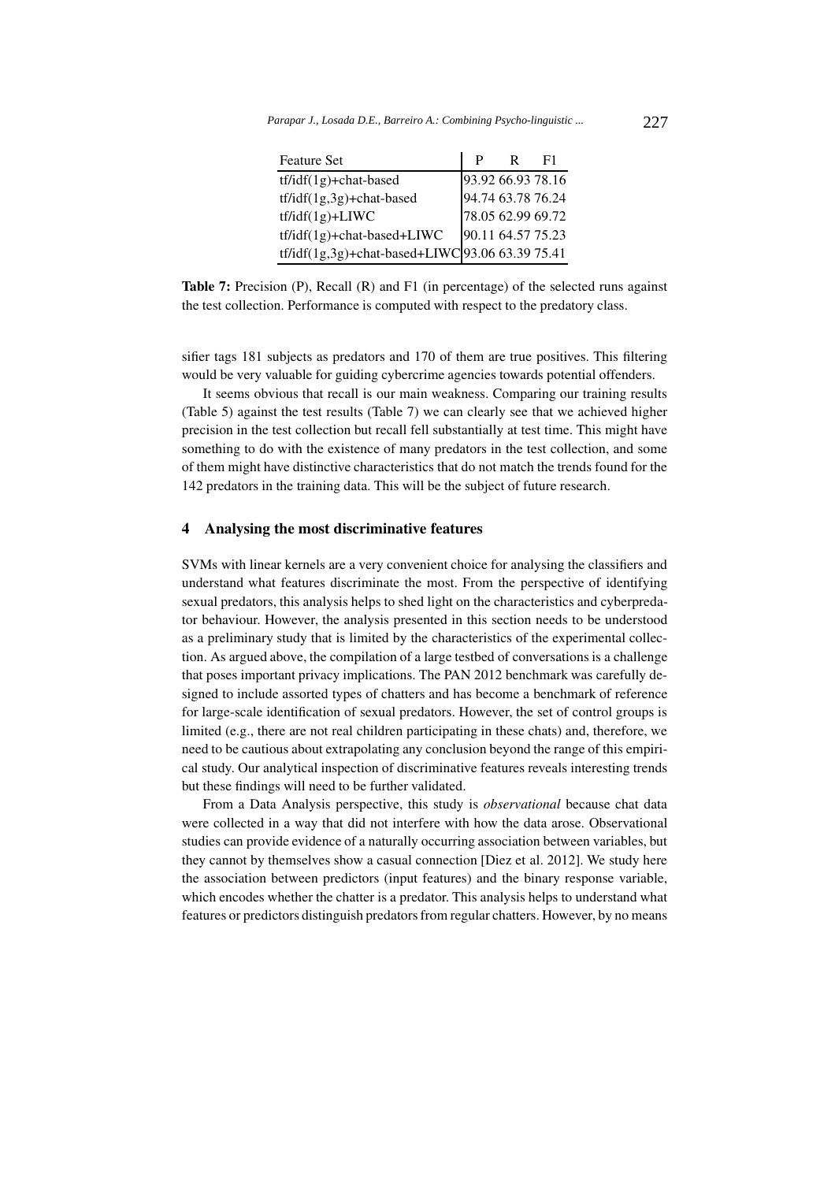| Feature Set | P | R | F1 |
|---|---|---|---|
| tf/idf(1g)+chat-based | 93.92 | 66.93 | 78.16 |
| tf/idf(1g,3g)+chat-based | 94.74 | 63.78 | 76.24 |
| tf/idf(1g)+LIWC | 78.05 | 62.99 | 69.72 |
| tf/idf(1g)+chat-based+LIWC | 90.11 | 64.57 | 75.23 |
| tf/idf(1g,3g)+chat-based+LIWC | 93.06 | 63.39 | 75.41 |

**Table 7:** Precision (P), Recall (R) and F1 (in percentage) of the selected runs against the test collection. Performance is computed with respect to the predatory class.

sifier tags 181 subjects as predators and 170 of them are true positives. This filtering would be very valuable for guiding cybercrime agencies towards potential offenders.

It seems obvious that recall is our main weakness. Comparing our training results (Table 5) against the test results (Table 7) we can clearly see that we achieved higher precision in the test collection but recall fell substantially at test time. This might have something to do with the existence of many predators in the test collection, and some of them might have distinctive characteristics that do not match the trends found for the 142 predators in the training data. This will be the subject of future research.

## 4 Analysing the most discriminative features

SVMs with linear kernels are a very convenient choice for analysing the classifiers and understand what features discriminate the most. From the perspective of identifying sexual predators, this analysis helps to shed light on the characteristics and cyberpredator behaviour. However, the analysis presented in this section needs to be understood as a preliminary study that is limited by the characteristics of the experimental collection. As argued above, the compilation of a large testbed of conversations is a challenge that poses important privacy implications. The PAN 2012 benchmark was carefully designed to include assorted types of chatters and has become a benchmark of reference for large-scale identification of sexual predators. However, the set of control groups is limited (e.g., there are not real children participating in these chats) and, therefore, we need to be cautious about extrapolating any conclusion beyond the range of this empirical study. Our analytical inspection of discriminative features reveals interesting trends but these findings will need to be further validated.

From a Data Analysis perspective, this study is *observational* because chat data were collected in a way that did not interfere with how the data arose. Observational studies can provide evidence of a naturally occurring association between variables, but they cannot by themselves show a casual connection [Diez et al. 2012]. We study here the association between predictors (input features) and the binary response variable, which encodes whether the chatter is a predator. This analysis helps to understand what features or predictors distinguish predators from regular chatters. However, by no means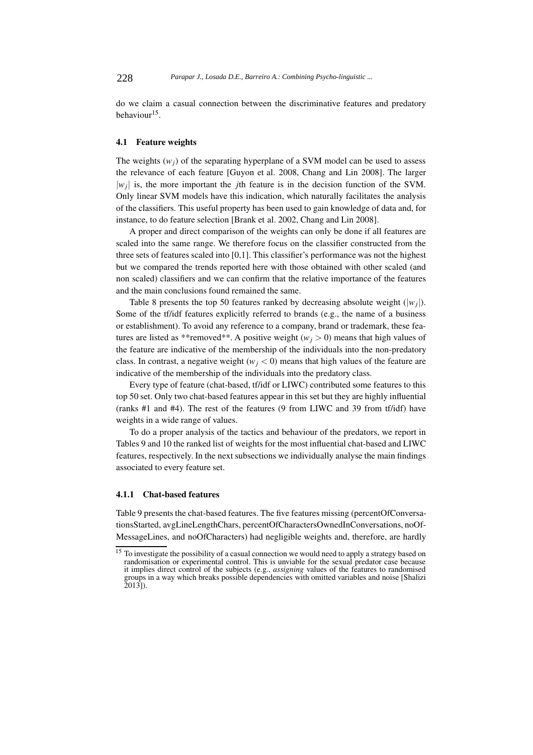do we claim a casual connection between the discriminative features and predatory behaviour[15].

### 4.1 Feature weights

The weights ($w_j$) of the separating hyperplane of a SVM model can be used to assess the relevance of each feature [Guyon et al. 2008, Chang and Lin 2008]. The larger $|w_j|$ is, the more important the $j$th feature is in the decision function of the SVM. Only linear SVM models have this indication, which naturally facilitates the analysis of the classifiers. This useful property has been used to gain knowledge of data and, for instance, to do feature selection [Brank et al. 2002, Chang and Lin 2008].

A proper and direct comparison of the weights can only be done if all features are scaled into the same range. We therefore focus on the classifier constructed from the three sets of features scaled into [0,1]. This classifier's performance was not the highest but we compared the trends reported here with those obtained with other scaled (and non scaled) classifiers and we can confirm that the relative importance of the features and the main conclusions found remained the same.

Table 8 presents the top 50 features ranked by decreasing absolute weight ($|w_j|$). Some of the tf/idf features explicitly referred to brands (e.g., the name of a business or establishment). To avoid any reference to a company, brand or trademark, these features are listed as **removed**. A positive weight ($w_j > 0$) means that high values of the feature are indicative of the membership of the individuals into the non-predatory class. In contrast, a negative weight ($w_j < 0$) means that high values of the feature are indicative of the membership of the individuals into the predatory class.

Every type of feature (chat-based, tf/idf or LIWC) contributed some features to this top 50 set. Only two chat-based features appear in this set but they are highly influential (ranks #1 and #4). The rest of the features (9 from LIWC and 39 from tf/idf) have weights in a wide range of values.

To do a proper analysis of the tactics and behaviour of the predators, we report in Tables 9 and 10 the ranked list of weights for the most influential chat-based and LIWC features, respectively. In the next subsections we individually analyse the main findings associated to every feature set.

#### 4.1.1 Chat-based features

Table 9 presents the chat-based features. The five features missing (percentOfConversationsStarted, avgLineLengthChars, percentOfCharactersOwnedInConversations, noOfMessageLines, and noOfCharacters) had negligible weights and, therefore, are hardly

[15] To investigate the possibility of a casual connection we would need to apply a strategy based on randomisation or experimental control. This is unviable for the sexual predator case because it implies direct control of the subjects (e.g., *assigning* values of the features to randomised groups in a way which breaks possible dependencies with omitted variables and noise [Shalizi 2013]).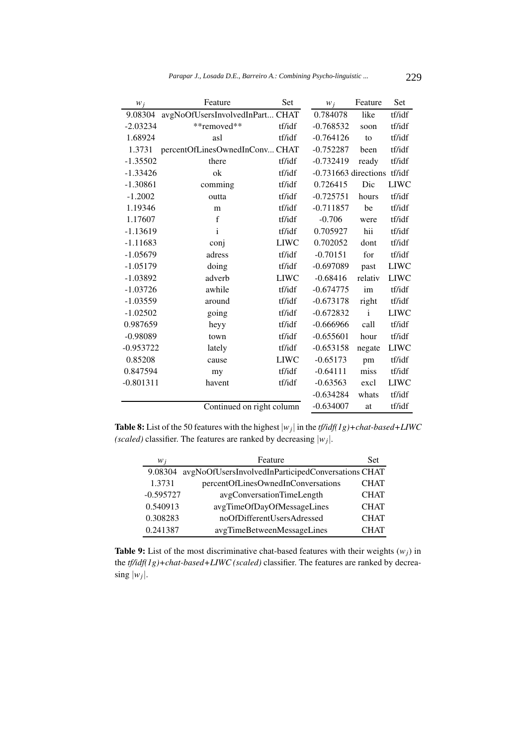| $w_j$ | Feature | Set |
|---|---|---|
| 9.08304 | avgNoOfUsersInvolvedInPart... | CHAT |
| -2.03234 | **removed** | tf/idf |
| 1.68924 | asl | tf/idf |
| 1.3731 | percentOfLinesOwnedInConv... | CHAT |
| -1.35502 | there | tf/idf |
| -1.33426 | ok | tf/idf |
| -1.30861 | comming | tf/idf |
| -1.2002 | outta | tf/idf |
| 1.19346 | m | tf/idf |
| 1.17607 | f | tf/idf |
| -1.13619 | i | tf/idf |
| -1.11683 | conj | LIWC |
| -1.05679 | adress | tf/idf |
| -1.05179 | doing | tf/idf |
| -1.03892 | adverb | LIWC |
| -1.03726 | awhile | tf/idf |
| -1.03559 | around | tf/idf |
| -1.02502 | going | tf/idf |
| 0.987659 | heyy | tf/idf |
| -0.98089 | town | tf/idf |
| -0.953722 | lately | tf/idf |
| 0.85208 | cause | LIWC |
| 0.847594 | my | tf/idf |
| -0.801311 | havent | tf/idf |
| 0.784078 | like | tf/idf |
| -0.768532 | soon | tf/idf |
| -0.764126 | to | tf/idf |
| -0.752287 | been | tf/idf |
| -0.732419 | ready | tf/idf |
| -0.731663 | directions | tf/idf |
| 0.726415 | Dic | LIWC |
| -0.725751 | hours | tf/idf |
| -0.711857 | be | tf/idf |
| -0.706 | were | tf/idf |
| 0.705927 | hii | tf/idf |
| 0.702052 | dont | tf/idf |
| -0.70151 | for | tf/idf |
| -0.697089 | past | LIWC |
| -0.68416 | relativ | LIWC |
| -0.674775 | im | tf/idf |
| -0.673178 | right | tf/idf |
| -0.672832 | i | LIWC |
| -0.666966 | call | tf/idf |
| -0.655601 | hour | tf/idf |
| -0.653158 | negate | LIWC |
| -0.65173 | pm | tf/idf |
| -0.64111 | miss | tf/idf |
| -0.63563 | excl | LIWC |
| -0.634284 | whats | tf/idf |
| -0.634007 | at | tf/idf |

**Table 8:** List of the 50 features with the highest $|w_j|$ in the *tf/idf(1g)+chat-based+LIWC (scaled)* classifier. The features are ranked by decreasing $|w_j|$.

| $w_j$ | Feature | Set |
|---|---|---|
| 9.08304 | avgNoOfUsersInvolvedInParticipedConversations | CHAT |
| 1.3731 | percentOfLinesOwnedInConversations | CHAT |
| -0.595727 | avgConversationTimeLength | CHAT |
| 0.540913 | avgTimeOfDayOfMessageLines | CHAT |
| 0.308283 | noOfDifferentUsersAdressed | CHAT |
| 0.241387 | avgTimeBetweenMessageLines | CHAT |

**Table 9:** List of the most discriminative chat-based features with their weights ($w_j$) in the *tf/idf(1g)+chat-based+LIWC (scaled)* classifier. The features are ranked by decreasing $|w_j|$.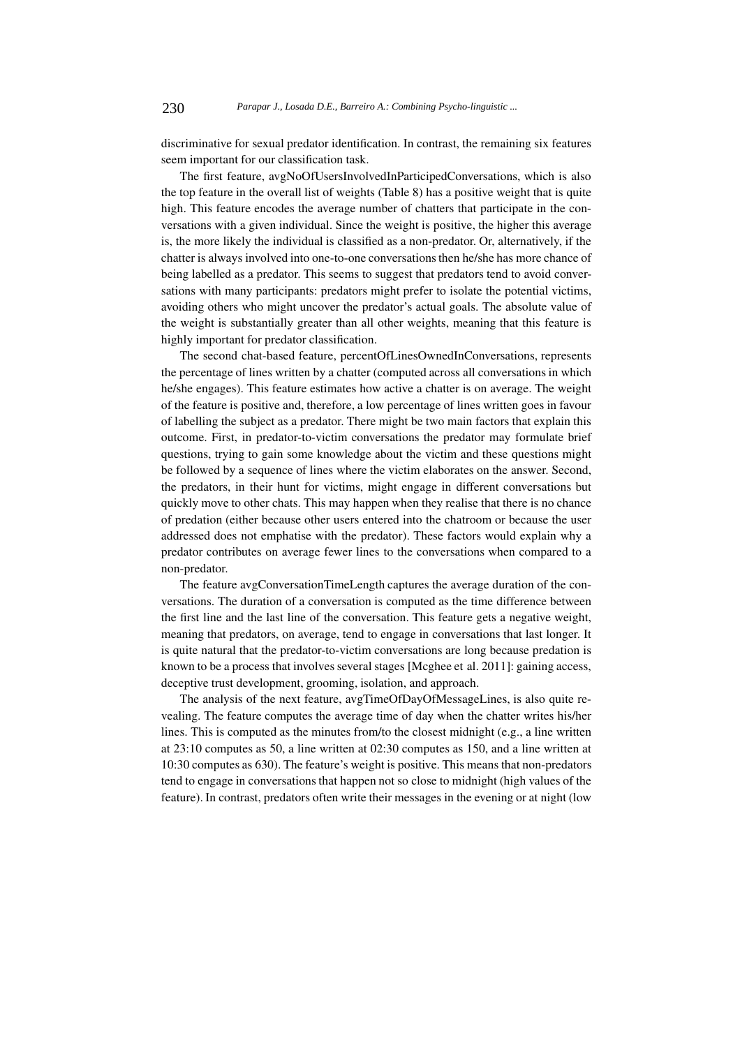discriminative for sexual predator identification. In contrast, the remaining six features seem important for our classification task.

The first feature, avgNoOfUsersInvolvedInParticipedConversations, which is also the top feature in the overall list of weights (Table 8) has a positive weight that is quite high. This feature encodes the average number of chatters that participate in the conversations with a given individual. Since the weight is positive, the higher this average is, the more likely the individual is classified as a non-predator. Or, alternatively, if the chatter is always involved into one-to-one conversations then he/she has more chance of being labelled as a predator. This seems to suggest that predators tend to avoid conversations with many participants: predators might prefer to isolate the potential victims, avoiding others who might uncover the predator's actual goals. The absolute value of the weight is substantially greater than all other weights, meaning that this feature is highly important for predator classification.

The second chat-based feature, percentOfLinesOwnedInConversations, represents the percentage of lines written by a chatter (computed across all conversations in which he/she engages). This feature estimates how active a chatter is on average. The weight of the feature is positive and, therefore, a low percentage of lines written goes in favour of labelling the subject as a predator. There might be two main factors that explain this outcome. First, in predator-to-victim conversations the predator may formulate brief questions, trying to gain some knowledge about the victim and these questions might be followed by a sequence of lines where the victim elaborates on the answer. Second, the predators, in their hunt for victims, might engage in different conversations but quickly move to other chats. This may happen when they realise that there is no chance of predation (either because other users entered into the chatroom or because the user addressed does not emphatise with the predator). These factors would explain why a predator contributes on average fewer lines to the conversations when compared to a non-predator.

The feature avgConversationTimeLength captures the average duration of the conversations. The duration of a conversation is computed as the time difference between the first line and the last line of the conversation. This feature gets a negative weight, meaning that predators, on average, tend to engage in conversations that last longer. It is quite natural that the predator-to-victim conversations are long because predation is known to be a process that involves several stages [Mcghee et al. 2011]: gaining access, deceptive trust development, grooming, isolation, and approach.

The analysis of the next feature, avgTimeOfDayOfMessageLines, is also quite revealing. The feature computes the average time of day when the chatter writes his/her lines. This is computed as the minutes from/to the closest midnight (e.g., a line written at 23:10 computes as 50, a line written at 02:30 computes as 150, and a line written at 10:30 computes as 630). The feature's weight is positive. This means that non-predators tend to engage in conversations that happen not so close to midnight (high values of the feature). In contrast, predators often write their messages in the evening or at night (low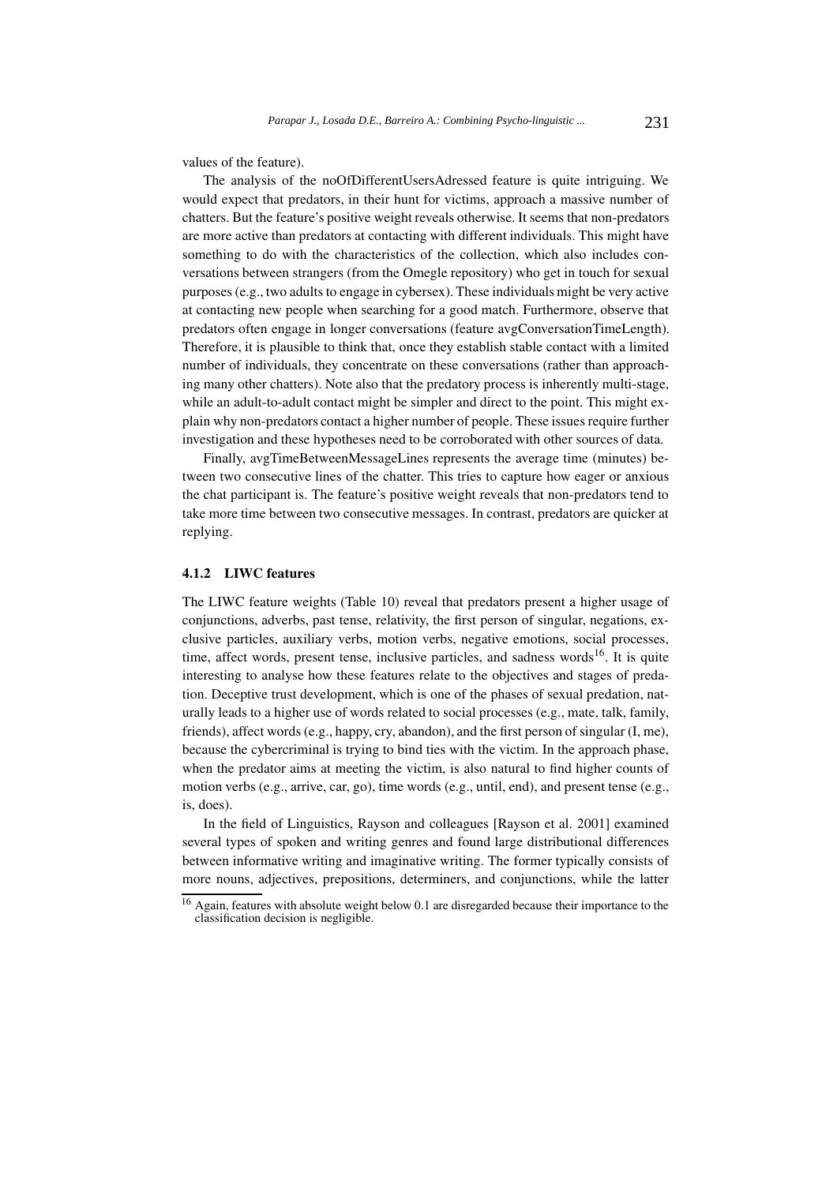values of the feature).

The analysis of the noOfDifferentUsersAdressed feature is quite intriguing. We would expect that predators, in their hunt for victims, approach a massive number of chatters. But the feature's positive weight reveals otherwise. It seems that non-predators are more active than predators at contacting with different individuals. This might have something to do with the characteristics of the collection, which also includes conversations between strangers (from the Omegle repository) who get in touch for sexual purposes (e.g., two adults to engage in cybersex). These individuals might be very active at contacting new people when searching for a good match. Furthermore, observe that predators often engage in longer conversations (feature avgConversationTimeLength). Therefore, it is plausible to think that, once they establish stable contact with a limited number of individuals, they concentrate on these conversations (rather than approaching many other chatters). Note also that the predatory process is inherently multi-stage, while an adult-to-adult contact might be simpler and direct to the point. This might explain why non-predators contact a higher number of people. These issues require further investigation and these hypotheses need to be corroborated with other sources of data.

Finally, avgTimeBetweenMessageLines represents the average time (minutes) between two consecutive lines of the chatter. This tries to capture how eager or anxious the chat participant is. The feature's positive weight reveals that non-predators tend to take more time between two consecutive messages. In contrast, predators are quicker at replying.

#### 4.1.2 LIWC features

The LIWC feature weights (Table 10) reveal that predators present a higher usage of conjunctions, adverbs, past tense, relativity, the first person of singular, negations, exclusive particles, auxiliary verbs, motion verbs, negative emotions, social processes, time, affect words, present tense, inclusive particles, and sadness words[16]. It is quite interesting to analyse how these features relate to the objectives and stages of predation. Deceptive trust development, which is one of the phases of sexual predation, naturally leads to a higher use of words related to social processes (e.g., mate, talk, family, friends), affect words (e.g., happy, cry, abandon), and the first person of singular (I, me), because the cybercriminal is trying to bind ties with the victim. In the approach phase, when the predator aims at meeting the victim, is also natural to find higher counts of motion verbs (e.g., arrive, car, go), time words (e.g., until, end), and present tense (e.g., is, does).

In the field of Linguistics, Rayson and colleagues [Rayson et al. 2001] examined several types of spoken and writing genres and found large distributional differences between informative writing and imaginative writing. The former typically consists of more nouns, adjectives, prepositions, determiners, and conjunctions, while the latter

[16] Again, features with absolute weight below 0.1 are disregarded because their importance to the classification decision is negligible.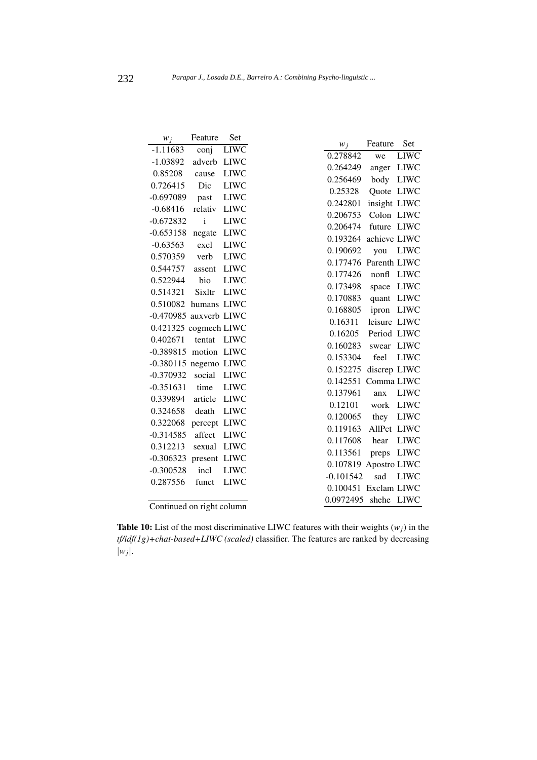| $w_j$ | Feature | Set |
|---|---|---|
| -1.11683 | conj | LIWC |
| -1.03892 | adverb | LIWC |
| 0.85208 | cause | LIWC |
| 0.726415 | Dic | LIWC |
| -0.697089 | past | LIWC |
| -0.68416 | relativ | LIWC |
| -0.672832 | i | LIWC |
| -0.653158 | negate | LIWC |
| -0.63563 | excl | LIWC |
| 0.570359 | verb | LIWC |
| 0.544757 | assent | LIWC |
| 0.522944 | bio | LIWC |
| 0.514321 | Sixltr | LIWC |
| 0.510082 | humans | LIWC |
| -0.470985 | auxverb | LIWC |
| 0.421325 | cogmech | LIWC |
| 0.402671 | tentat | LIWC |
| -0.389815 | motion | LIWC |
| -0.380115 | negemo | LIWC |
| -0.370932 | social | LIWC |
| -0.351631 | time | LIWC |
| 0.339894 | article | LIWC |
| 0.324658 | death | LIWC |
| 0.322068 | percept | LIWC |
| -0.314585 | affect | LIWC |
| 0.312213 | sexual | LIWC |
| -0.306323 | present | LIWC |
| -0.300528 | incl | LIWC |
| 0.287556 | funct | LIWC |

Continued on right column

| $w_j$ | Feature | Set |
|---|---|---|
| 0.278842 | we | LIWC |
| 0.264249 | anger | LIWC |
| 0.256469 | body | LIWC |
| 0.25328 | Quote | LIWC |
| 0.242801 | insight | LIWC |
| 0.206753 | Colon | LIWC |
| 0.206474 | future | LIWC |
| 0.193264 | achieve | LIWC |
| 0.190692 | you | LIWC |
| 0.177476 | Parenth | LIWC |
| 0.177426 | nonfl | LIWC |
| 0.173498 | space | LIWC |
| 0.170883 | quant | LIWC |
| 0.168805 | ipron | LIWC |
| 0.16311 | leisure | LIWC |
| 0.16205 | Period | LIWC |
| 0.160283 | swear | LIWC |
| 0.153304 | feel | LIWC |
| 0.152275 | discrep | LIWC |
| 0.142551 | Comma | LIWC |
| 0.137961 | anx | LIWC |
| 0.12101 | work | LIWC |
| 0.120065 | they | LIWC |
| 0.119163 | AllPct | LIWC |
| 0.117608 | hear | LIWC |
| 0.113561 | preps | LIWC |
| 0.107819 | Apostro | LIWC |
| -0.101542 | sad | LIWC |
| 0.100451 | Exclam | LIWC |
| 0.0972495 | shehe | LIWC |

**Table 10:** List of the most discriminative LIWC features with their weights ($w_j$) in the *tf/idf(1g)+chat-based+LIWC (scaled)* classifier. The features are ranked by decreasing $|w_j|$.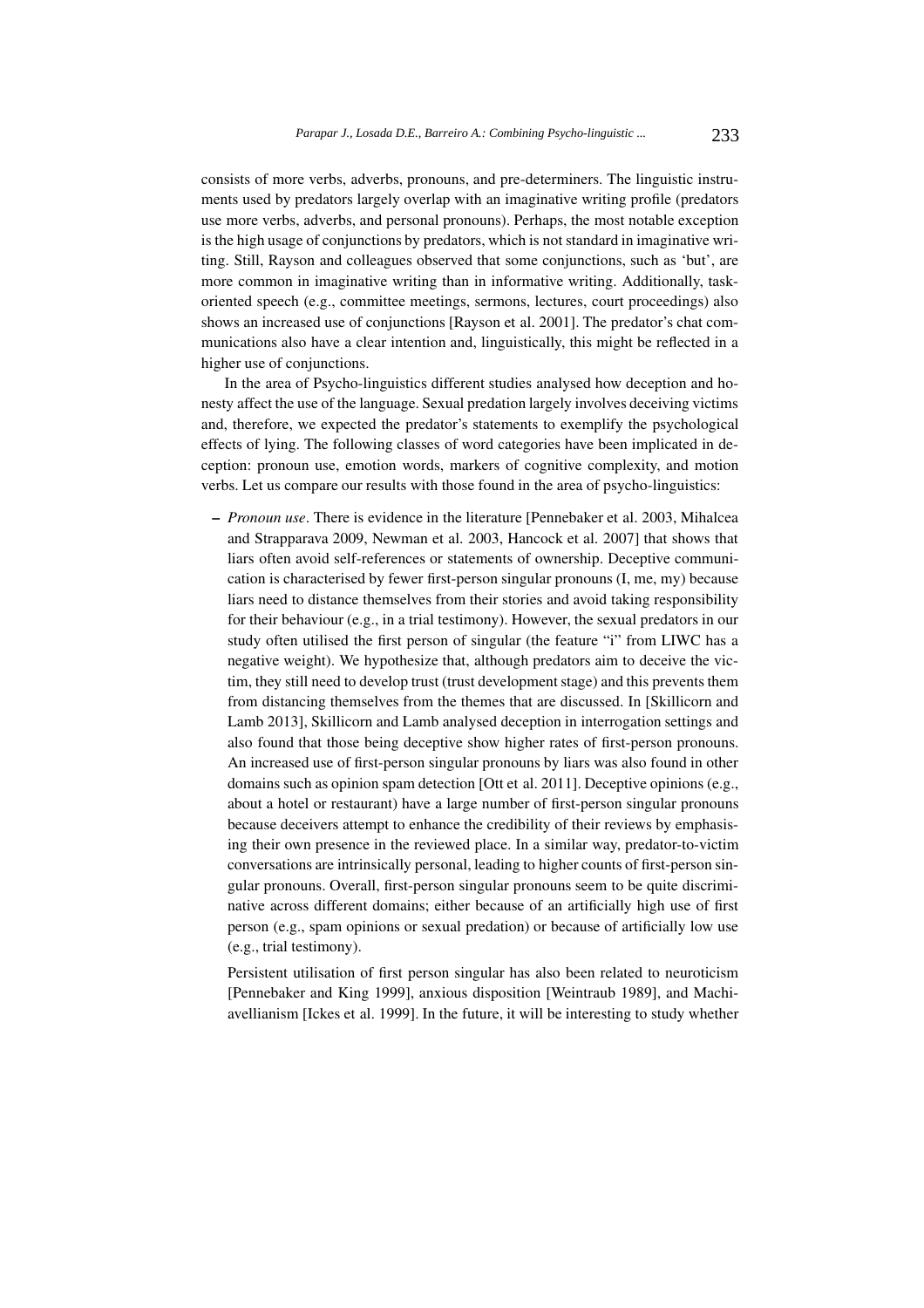consists of more verbs, adverbs, pronouns, and pre-determiners. The linguistic instruments used by predators largely overlap with an imaginative writing profile (predators use more verbs, adverbs, and personal pronouns). Perhaps, the most notable exception is the high usage of conjunctions by predators, which is not standard in imaginative writing. Still, Rayson and colleagues observed that some conjunctions, such as 'but', are more common in imaginative writing than in informative writing. Additionally, task-oriented speech (e.g., committee meetings, sermons, lectures, court proceedings) also shows an increased use of conjunctions [Rayson et al. 2001]. The predator's chat communications also have a clear intention and, linguistically, this might be reflected in a higher use of conjunctions.

In the area of Psycho-linguistics different studies analysed how deception and honesty affect the use of the language. Sexual predation largely involves deceiving victims and, therefore, we expected the predator's statements to exemplify the psychological effects of lying. The following classes of word categories have been implicated in deception: pronoun use, emotion words, markers of cognitive complexity, and motion verbs. Let us compare our results with those found in the area of psycho-linguistics:

- *Pronoun use*. There is evidence in the literature [Pennebaker et al. 2003, Mihalcea and Strapparava 2009, Newman et al. 2003, Hancock et al. 2007] that shows that liars often avoid self-references or statements of ownership. Deceptive communication is characterised by fewer first-person singular pronouns (I, me, my) because liars need to distance themselves from their stories and avoid taking responsibility for their behaviour (e.g., in a trial testimony). However, the sexual predators in our study often utilised the first person of singular (the feature "i" from LIWC has a negative weight). We hypothesize that, although predators aim to deceive the victim, they still need to develop trust (trust development stage) and this prevents them from distancing themselves from the themes that are discussed. In [Skillicorn and Lamb 2013], Skillicorn and Lamb analysed deception in interrogation settings and also found that those being deceptive show higher rates of first-person pronouns. An increased use of first-person singular pronouns by liars was also found in other domains such as opinion spam detection [Ott et al. 2011]. Deceptive opinions (e.g., about a hotel or restaurant) have a large number of first-person singular pronouns because deceivers attempt to enhance the credibility of their reviews by emphasising their own presence in the reviewed place. In a similar way, predator-to-victim conversations are intrinsically personal, leading to higher counts of first-person singular pronouns. Overall, first-person singular pronouns seem to be quite discriminative across different domains; either because of an artificially high use of first person (e.g., spam opinions or sexual predation) or because of artificially low use (e.g., trial testimony).

  Persistent utilisation of first person singular has also been related to neuroticism [Pennebaker and King 1999], anxious disposition [Weintraub 1989], and Machiavellianism [Ickes et al. 1999]. In the future, it will be interesting to study whether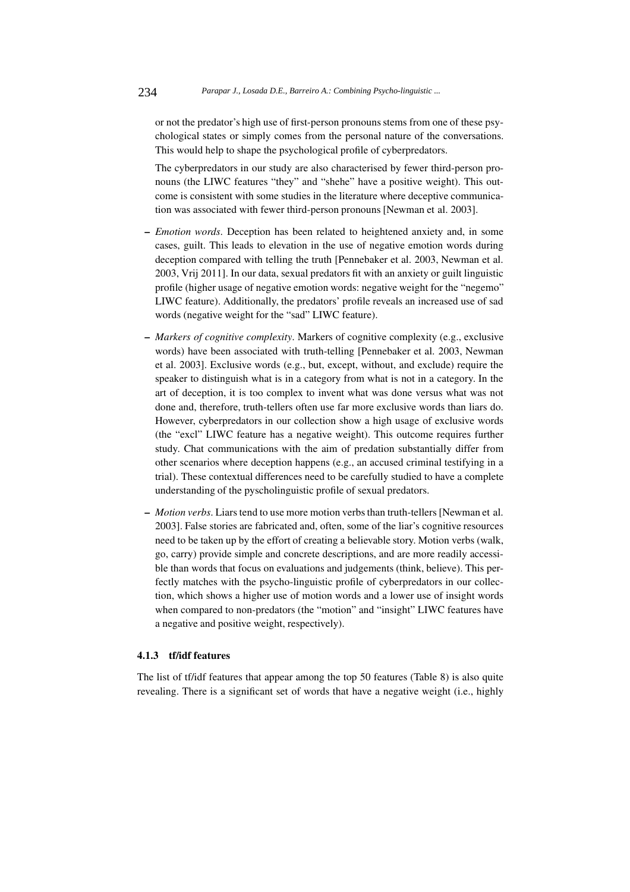or not the predator's high use of first-person pronouns stems from one of these psychological states or simply comes from the personal nature of the conversations. This would help to shape the psychological profile of cyberpredators.

The cyberpredators in our study are also characterised by fewer third-person pronouns (the LIWC features "they" and "shehe" have a positive weight). This outcome is consistent with some studies in the literature where deceptive communication was associated with fewer third-person pronouns [Newman et al. 2003].

– *Emotion words*. Deception has been related to heightened anxiety and, in some cases, guilt. This leads to elevation in the use of negative emotion words during deception compared with telling the truth [Pennebaker et al. 2003, Newman et al. 2003, Vrij 2011]. In our data, sexual predators fit with an anxiety or guilt linguistic profile (higher usage of negative emotion words: negative weight for the "negemo" LIWC feature). Additionally, the predators' profile reveals an increased use of sad words (negative weight for the "sad" LIWC feature).

– *Markers of cognitive complexity*. Markers of cognitive complexity (e.g., exclusive words) have been associated with truth-telling [Pennebaker et al. 2003, Newman et al. 2003]. Exclusive words (e.g., but, except, without, and exclude) require the speaker to distinguish what is in a category from what is not in a category. In the art of deception, it is too complex to invent what was done versus what was not done and, therefore, truth-tellers often use far more exclusive words than liars do. However, cyberpredators in our collection show a high usage of exclusive words (the "excl" LIWC feature has a negative weight). This outcome requires further study. Chat communications with the aim of predation substantially differ from other scenarios where deception happens (e.g., an accused criminal testifying in a trial). These contextual differences need to be carefully studied to have a complete understanding of the pyscholinguistic profile of sexual predators.

– *Motion verbs*. Liars tend to use more motion verbs than truth-tellers [Newman et al. 2003]. False stories are fabricated and, often, some of the liar's cognitive resources need to be taken up by the effort of creating a believable story. Motion verbs (walk, go, carry) provide simple and concrete descriptions, and are more readily accessible than words that focus on evaluations and judgements (think, believe). This perfectly matches with the psycho-linguistic profile of cyberpredators in our collection, which shows a higher use of motion words and a lower use of insight words when compared to non-predators (the "motion" and "insight" LIWC features have a negative and positive weight, respectively).

#### 4.1.3 tf/idf features

The list of tf/idf features that appear among the top 50 features (Table 8) is also quite revealing. There is a significant set of words that have a negative weight (i.e., highly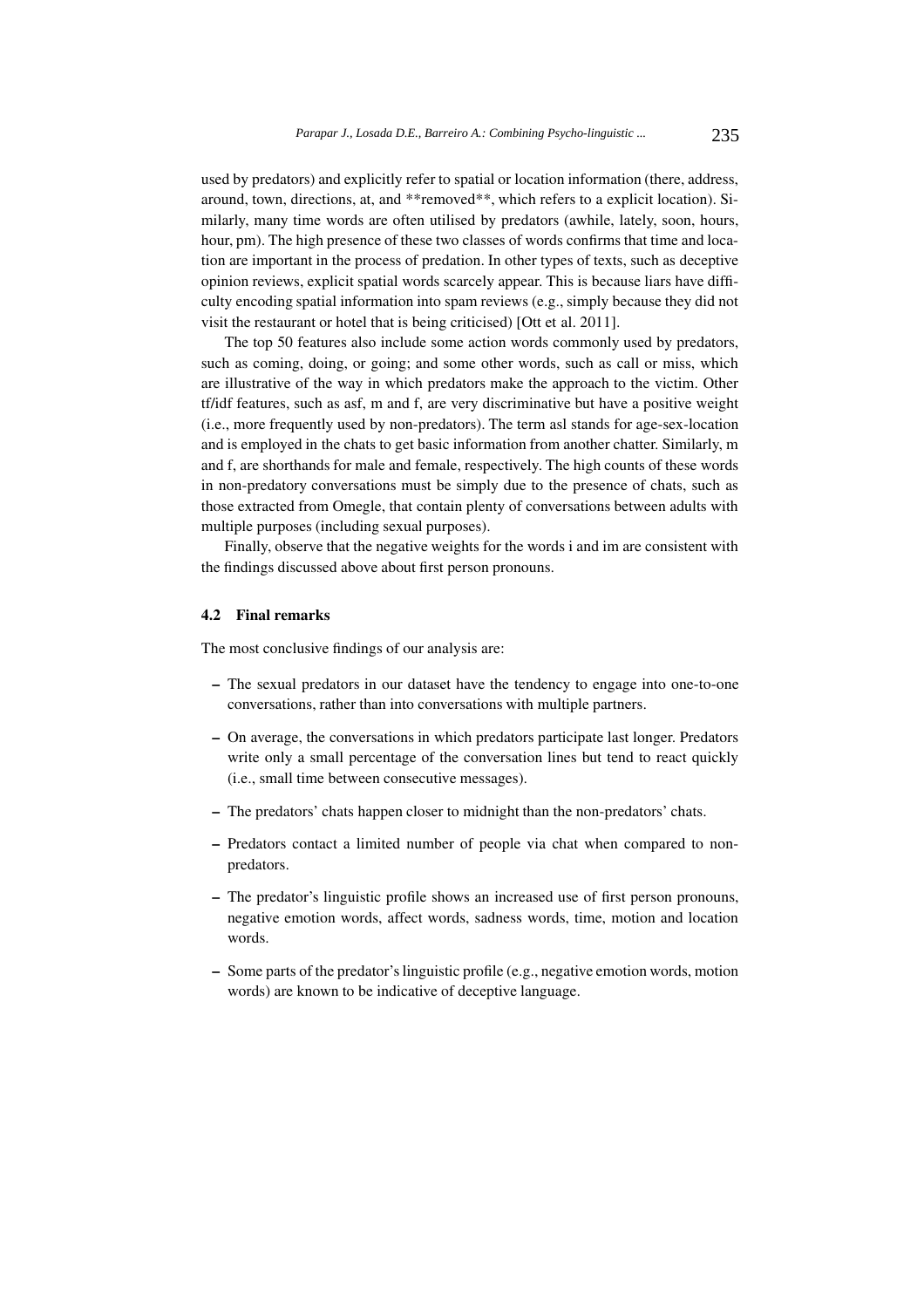used by predators) and explicitly refer to spatial or location information (there, address, around, town, directions, at, and **removed**, which refers to a explicit location). Similarly, many time words are often utilised by predators (awhile, lately, soon, hours, hour, pm). The high presence of these two classes of words confirms that time and location are important in the process of predation. In other types of texts, such as deceptive opinion reviews, explicit spatial words scarcely appear. This is because liars have difficulty encoding spatial information into spam reviews (e.g., simply because they did not visit the restaurant or hotel that is being criticised) [Ott et al. 2011].

The top 50 features also include some action words commonly used by predators, such as coming, doing, or going; and some other words, such as call or miss, which are illustrative of the way in which predators make the approach to the victim. Other tf/idf features, such as asf, m and f, are very discriminative but have a positive weight (i.e., more frequently used by non-predators). The term asl stands for age-sex-location and is employed in the chats to get basic information from another chatter. Similarly, m and f, are shorthands for male and female, respectively. The high counts of these words in non-predatory conversations must be simply due to the presence of chats, such as those extracted from Omegle, that contain plenty of conversations between adults with multiple purposes (including sexual purposes).

Finally, observe that the negative weights for the words i and im are consistent with the findings discussed above about first person pronouns.

### 4.2 Final remarks

The most conclusive findings of our analysis are:

- The sexual predators in our dataset have the tendency to engage into one-to-one conversations, rather than into conversations with multiple partners.
- On average, the conversations in which predators participate last longer. Predators write only a small percentage of the conversation lines but tend to react quickly (i.e., small time between consecutive messages).
- The predators' chats happen closer to midnight than the non-predators' chats.
- Predators contact a limited number of people via chat when compared to non-predators.
- The predator's linguistic profile shows an increased use of first person pronouns, negative emotion words, affect words, sadness words, time, motion and location words.
- Some parts of the predator's linguistic profile (e.g., negative emotion words, motion words) are known to be indicative of deceptive language.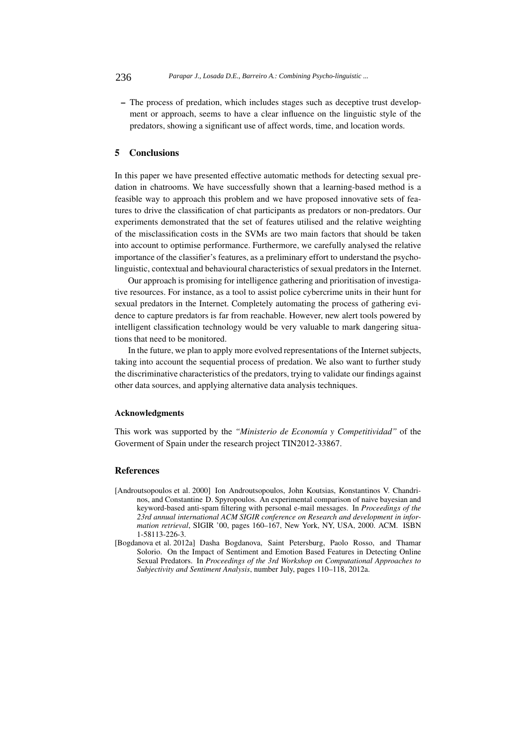- The process of predation, which includes stages such as deceptive trust development or approach, seems to have a clear influence on the linguistic style of the predators, showing a significant use of affect words, time, and location words.

## 5 Conclusions

In this paper we have presented effective automatic methods for detecting sexual predation in chatrooms. We have successfully shown that a learning-based method is a feasible way to approach this problem and we have proposed innovative sets of features to drive the classification of chat participants as predators or non-predators. Our experiments demonstrated that the set of features utilised and the relative weighting of the misclassification costs in the SVMs are two main factors that should be taken into account to optimise performance. Furthermore, we carefully analysed the relative importance of the classifier's features, as a preliminary effort to understand the psycho-linguistic, contextual and behavioural characteristics of sexual predators in the Internet.

Our approach is promising for intelligence gathering and prioritisation of investigative resources. For instance, as a tool to assist police cybercrime units in their hunt for sexual predators in the Internet. Completely automating the process of gathering evidence to capture predators is far from reachable. However, new alert tools powered by intelligent classification technology would be very valuable to mark dangering situations that need to be monitored.

In the future, we plan to apply more evolved representations of the Internet subjects, taking into account the sequential process of predation. We also want to further study the discriminative characteristics of the predators, trying to validate our findings against other data sources, and applying alternative data analysis techniques.

### Acknowledgments

This work was supported by the *"Ministerio de Economía y Competitividad"* of the Goverment of Spain under the research project TIN2012-33867.

## References

[Androutsopoulos et al. 2000] Ion Androutsopoulos, John Koutsias, Konstantinos V. Chandrinos, and Constantine D. Spyropoulos. An experimental comparison of naive bayesian and keyword-based anti-spam filtering with personal e-mail messages. In *Proceedings of the 23rd annual international ACM SIGIR conference on Research and development in information retrieval*, SIGIR '00, pages 160–167, New York, NY, USA, 2000. ACM. ISBN 1-58113-226-3.

[Bogdanova et al. 2012a] Dasha Bogdanova, Saint Petersburg, Paolo Rosso, and Thamar Solorio. On the Impact of Sentiment and Emotion Based Features in Detecting Online Sexual Predators. In *Proceedings of the 3rd Workshop on Computational Approaches to Subjectivity and Sentiment Analysis*, number July, pages 110–118, 2012a.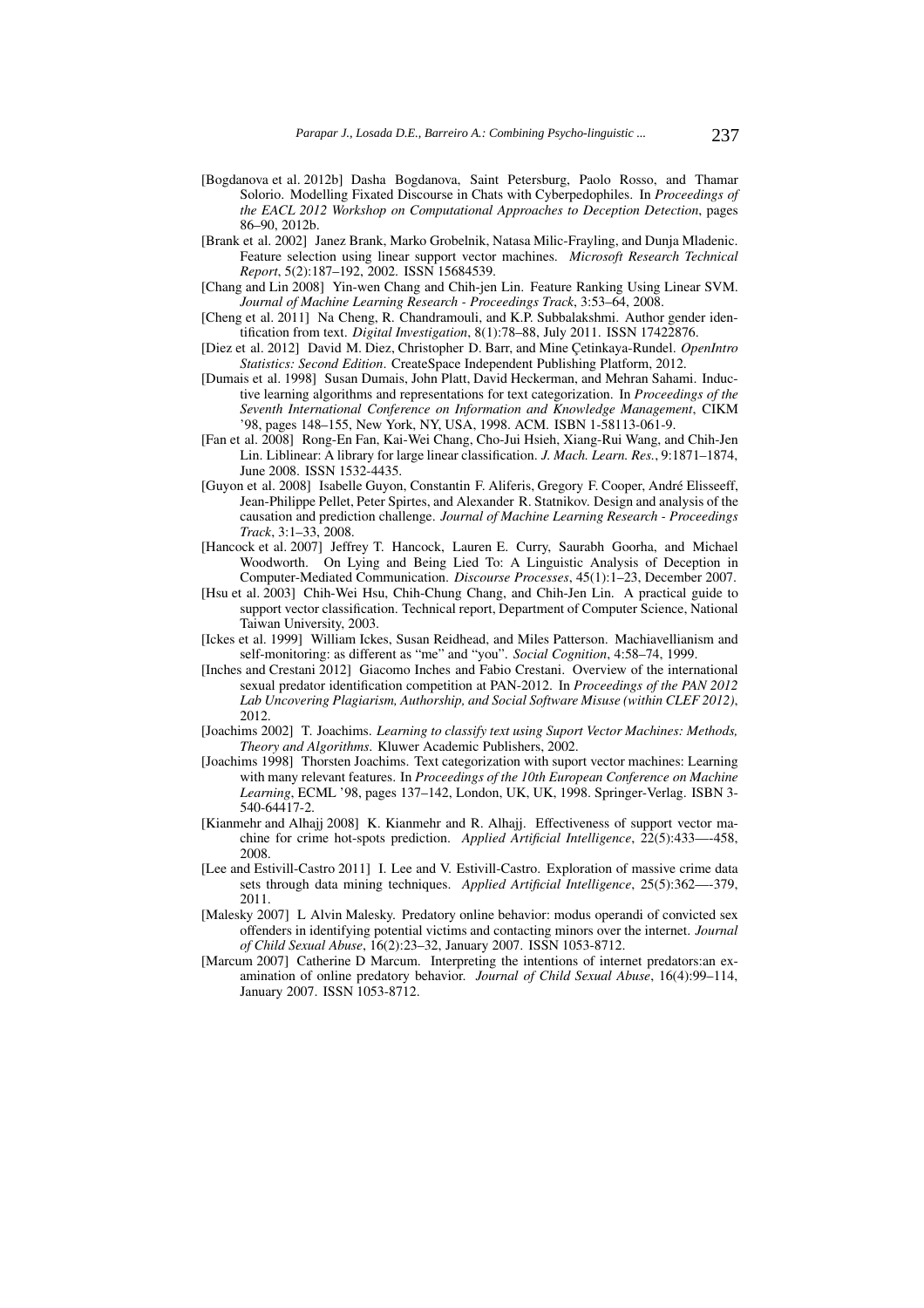[Bogdanova et al. 2012b] Dasha Bogdanova, Saint Petersburg, Paolo Rosso, and Thamar Solorio. Modelling Fixated Discourse in Chats with Cyberpedophiles. In *Proceedings of the EACL 2012 Workshop on Computational Approaches to Deception Detection*, pages 86–90, 2012b.

[Brank et al. 2002] Janez Brank, Marko Grobelnik, Natasa Milic-Frayling, and Dunja Mladenic. Feature selection using linear support vector machines. *Microsoft Research Technical Report*, 5(2):187–192, 2002. ISSN 15684539.

[Chang and Lin 2008] Yin-wen Chang and Chih-jen Lin. Feature Ranking Using Linear SVM. *Journal of Machine Learning Research - Proceedings Track*, 3:53–64, 2008.

[Cheng et al. 2011] Na Cheng, R. Chandramouli, and K.P. Subbalakshmi. Author gender identification from text. *Digital Investigation*, 8(1):78–88, July 2011. ISSN 17422876.

[Diez et al. 2012] David M. Diez, Christopher D. Barr, and Mine Çetinkaya-Rundel. *OpenIntro Statistics: Second Edition*. CreateSpace Independent Publishing Platform, 2012.

[Dumais et al. 1998] Susan Dumais, John Platt, David Heckerman, and Mehran Sahami. Inductive learning algorithms and representations for text categorization. In *Proceedings of the Seventh International Conference on Information and Knowledge Management*, CIKM '98, pages 148–155, New York, NY, USA, 1998. ACM. ISBN 1-58113-061-9.

[Fan et al. 2008] Rong-En Fan, Kai-Wei Chang, Cho-Jui Hsieh, Xiang-Rui Wang, and Chih-Jen Lin. Liblinear: A library for large linear classification. *J. Mach. Learn. Res.*, 9:1871–1874, June 2008. ISSN 1532-4435.

[Guyon et al. 2008] Isabelle Guyon, Constantin F. Aliferis, Gregory F. Cooper, André Elisseeff, Jean-Philippe Pellet, Peter Spirtes, and Alexander R. Statnikov. Design and analysis of the causation and prediction challenge. *Journal of Machine Learning Research - Proceedings Track*, 3:1–33, 2008.

[Hancock et al. 2007] Jeffrey T. Hancock, Lauren E. Curry, Saurabh Goorha, and Michael Woodworth. On Lying and Being Lied To: A Linguistic Analysis of Deception in Computer-Mediated Communication. *Discourse Processes*, 45(1):1–23, December 2007.

[Hsu et al. 2003] Chih-Wei Hsu, Chih-Chung Chang, and Chih-Jen Lin. A practical guide to support vector classification. Technical report, Department of Computer Science, National Taiwan University, 2003.

[Ickes et al. 1999] William Ickes, Susan Reidhead, and Miles Patterson. Machiavellianism and self-monitoring: as different as "me" and "you". *Social Cognition*, 4:58–74, 1999.

[Inches and Crestani 2012] Giacomo Inches and Fabio Crestani. Overview of the international sexual predator identification competition at PAN-2012. In *Proceedings of the PAN 2012 Lab Uncovering Plagiarism, Authorship, and Social Software Misuse (within CLEF 2012)*, 2012.

[Joachims 2002] T. Joachims. *Learning to classify text using Suport Vector Machines: Methods, Theory and Algorithms*. Kluwer Academic Publishers, 2002.

[Joachims 1998] Thorsten Joachims. Text categorization with suport vector machines: Learning with many relevant features. In *Proceedings of the 10th European Conference on Machine Learning*, ECML '98, pages 137–142, London, UK, UK, 1998. Springer-Verlag. ISBN 3-540-64417-2.

[Kianmehr and Alhajj 2008] K. Kianmehr and R. Alhajj. Effectiveness of support vector machine for crime hot-spots prediction. *Applied Artificial Intelligence*, 22(5):433—-458, 2008.

[Lee and Estivill-Castro 2011] I. Lee and V. Estivill-Castro. Exploration of massive crime data sets through data mining techniques. *Applied Artificial Intelligence*, 25(5):362—-379, 2011.

[Malesky 2007] L Alvin Malesky. Predatory online behavior: modus operandi of convicted sex offenders in identifying potential victims and contacting minors over the internet. *Journal of Child Sexual Abuse*, 16(2):23–32, January 2007. ISSN 1053-8712.

[Marcum 2007] Catherine D Marcum. Interpreting the intentions of internet predators:an examination of online predatory behavior. *Journal of Child Sexual Abuse*, 16(4):99–114, January 2007. ISSN 1053-8712.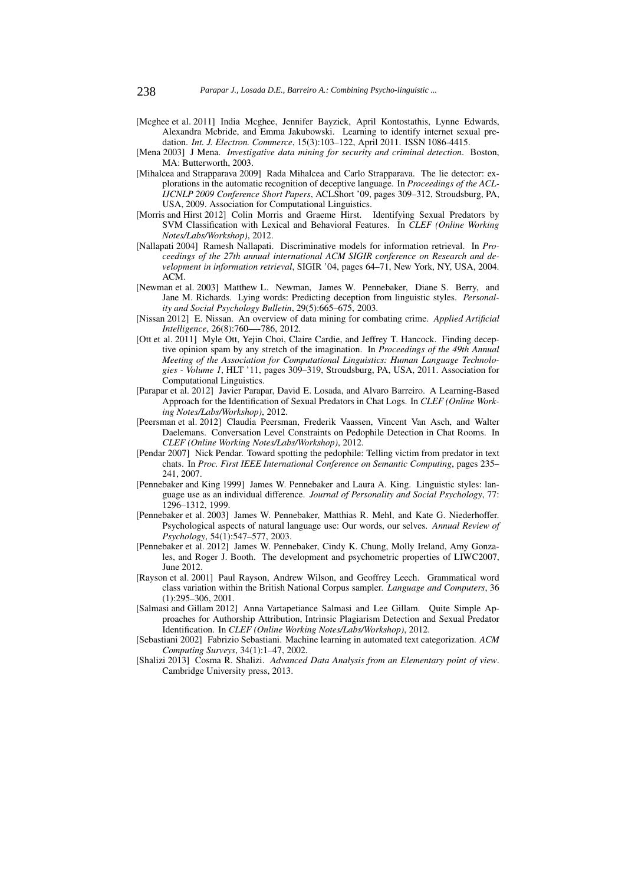[Mcghee et al. 2011] India Mcghee, Jennifer Bayzick, April Kontostathis, Lynne Edwards, Alexandra Mcbride, and Emma Jakubowski. Learning to identify internet sexual predation. *Int. J. Electron. Commerce*, 15(3):103–122, April 2011. ISSN 1086-4415.

[Mena 2003] J Mena. *Investigative data mining for security and criminal detection*. Boston, MA: Butterworth, 2003.

[Mihalcea and Strapparava 2009] Rada Mihalcea and Carlo Strapparava. The lie detector: explorations in the automatic recognition of deceptive language. In *Proceedings of the ACL-IJCNLP 2009 Conference Short Papers*, ACLShort '09, pages 309–312, Stroudsburg, PA, USA, 2009. Association for Computational Linguistics.

[Morris and Hirst 2012] Colin Morris and Graeme Hirst. Identifying Sexual Predators by SVM Classification with Lexical and Behavioral Features. In *CLEF (Online Working Notes/Labs/Workshop)*, 2012.

[Nallapati 2004] Ramesh Nallapati. Discriminative models for information retrieval. In *Proceedings of the 27th annual international ACM SIGIR conference on Research and development in information retrieval*, SIGIR '04, pages 64–71, New York, NY, USA, 2004. ACM.

[Newman et al. 2003] Matthew L. Newman, James W. Pennebaker, Diane S. Berry, and Jane M. Richards. Lying words: Predicting deception from linguistic styles. *Personality and Social Psychology Bulletin*, 29(5):665–675, 2003.

[Nissan 2012] E. Nissan. An overview of data mining for combating crime. *Applied Artificial Intelligence*, 26(8):760—-786, 2012.

[Ott et al. 2011] Myle Ott, Yejin Choi, Claire Cardie, and Jeffrey T. Hancock. Finding deceptive opinion spam by any stretch of the imagination. In *Proceedings of the 49th Annual Meeting of the Association for Computational Linguistics: Human Language Technologies - Volume 1*, HLT '11, pages 309–319, Stroudsburg, PA, USA, 2011. Association for Computational Linguistics.

[Parapar et al. 2012] Javier Parapar, David E. Losada, and Alvaro Barreiro. A Learning-Based Approach for the Identification of Sexual Predators in Chat Logs. In *CLEF (Online Working Notes/Labs/Workshop)*, 2012.

[Peersman et al. 2012] Claudia Peersman, Frederik Vaassen, Vincent Van Asch, and Walter Daelemans. Conversation Level Constraints on Pedophile Detection in Chat Rooms. In *CLEF (Online Working Notes/Labs/Workshop)*, 2012.

[Pendar 2007] Nick Pendar. Toward spotting the pedophile: Telling victim from predator in text chats. In *Proc. First IEEE International Conference on Semantic Computing*, pages 235–241, 2007.

[Pennebaker and King 1999] James W. Pennebaker and Laura A. King. Linguistic styles: language use as an individual difference. *Journal of Personality and Social Psychology*, 77: 1296–1312, 1999.

[Pennebaker et al. 2003] James W. Pennebaker, Matthias R. Mehl, and Kate G. Niederhoffer. Psychological aspects of natural language use: Our words, our selves. *Annual Review of Psychology*, 54(1):547–577, 2003.

[Pennebaker et al. 2012] James W. Pennebaker, Cindy K. Chung, Molly Ireland, Amy Gonzales, and Roger J. Booth. The development and psychometric properties of LIWC2007, June 2012.

[Rayson et al. 2001] Paul Rayson, Andrew Wilson, and Geoffrey Leech. Grammatical word class variation within the British National Corpus sampler. *Language and Computers*, 36 (1):295–306, 2001.

[Salmasi and Gillam 2012] Anna Vartapetiance Salmasi and Lee Gillam. Quite Simple Approaches for Authorship Attribution, Intrinsic Plagiarism Detection and Sexual Predator Identification. In *CLEF (Online Working Notes/Labs/Workshop)*, 2012.

[Sebastiani 2002] Fabrizio Sebastiani. Machine learning in automated text categorization. *ACM Computing Surveys*, 34(1):1–47, 2002.

[Shalizi 2013] Cosma R. Shalizi. *Advanced Data Analysis from an Elementary point of view*. Cambridge University press, 2013.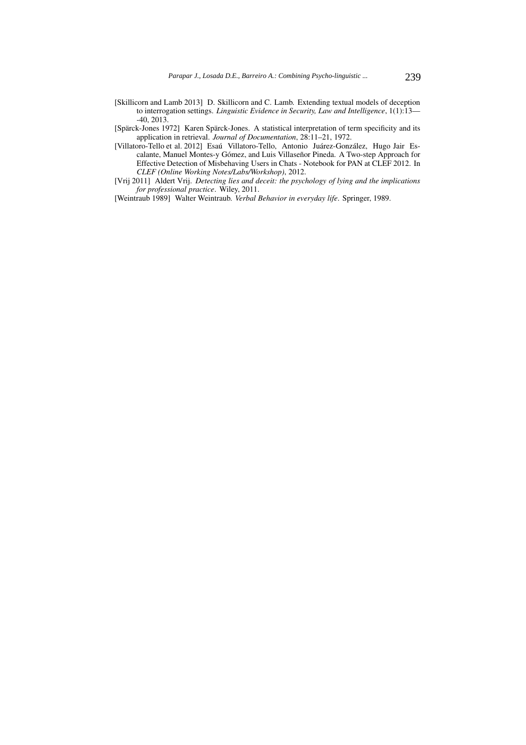[Skillicorn and Lamb 2013] D. Skillicorn and C. Lamb. Extending textual models of deception to interrogation settings. *Linguistic Evidence in Security, Law and Intelligence*, 1(1):13—-40, 2013.

[Spärck-Jones 1972] Karen Spärck-Jones. A statistical interpretation of term specificity and its application in retrieval. *Journal of Documentation*, 28:11–21, 1972.

[Villatoro-Tello et al. 2012] Esaú Villatoro-Tello, Antonio Juárez-González, Hugo Jair Escalante, Manuel Montes-y Gómez, and Luis Villaseñor Pineda. A Two-step Approach for Effective Detection of Misbehaving Users in Chats - Notebook for PAN at CLEF 2012. In *CLEF (Online Working Notes/Labs/Workshop)*, 2012.

[Vrij 2011] Aldert Vrij. *Detecting lies and deceit: the psychology of lying and the implications for professional practice*. Wiley, 2011.

[Weintraub 1989] Walter Weintraub. *Verbal Behavior in everyday life*. Springer, 1989.